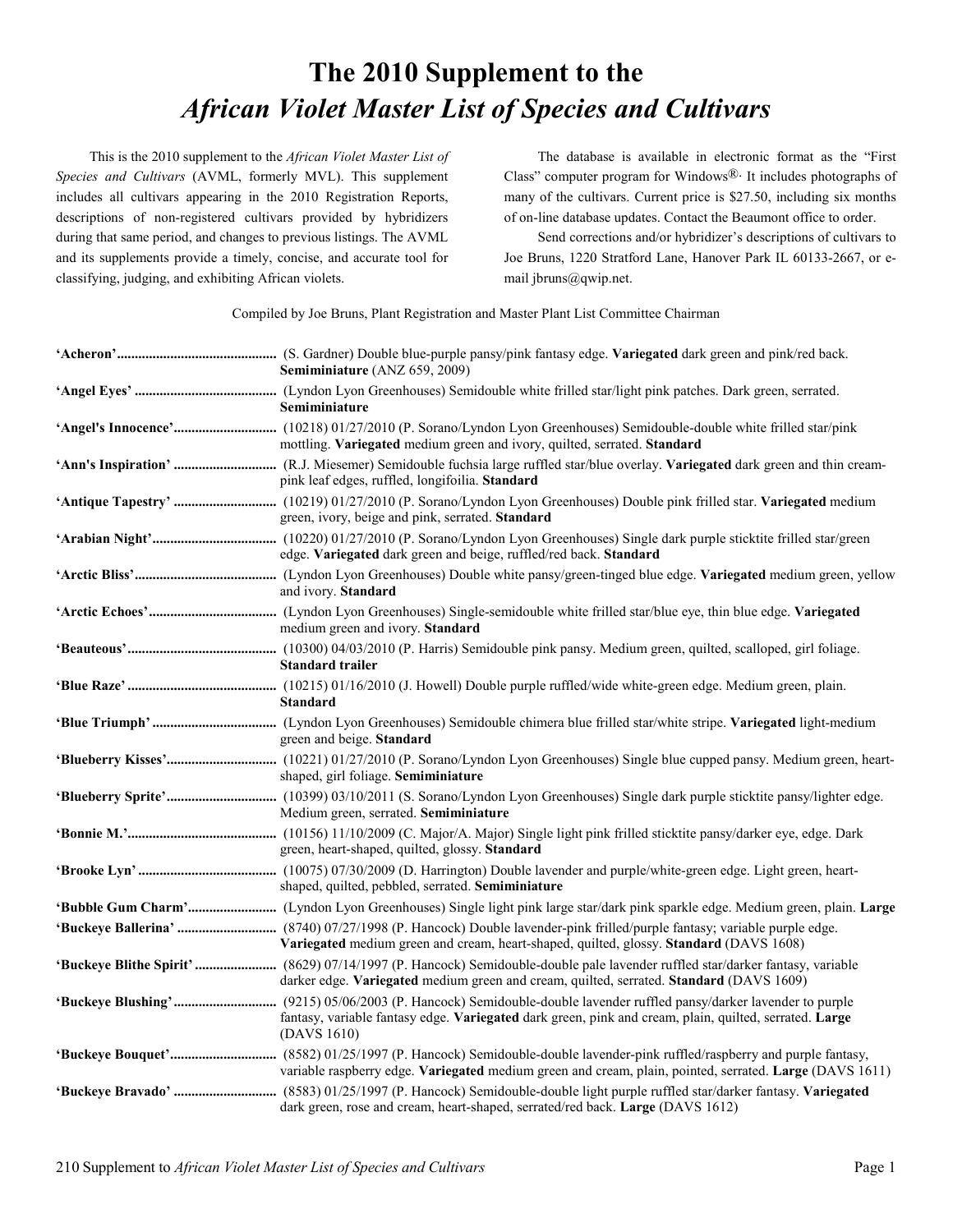# The 2010 Supplement to the *African Violet Master List of Species and Cultivars*

This is the 2010 supplement to the *African Violet Master List of Species and Cultivars* (AVML, formerly MVL). This supplement includes all cultivars appearing in the 2010 Registration Reports, descriptions of non-registered cultivars provided by hybridizers during that same period, and changes to previous listings. The AVML and its supplements provide a timely, concise, and accurate tool for classifying, judging, and exhibiting African violets.

The database is available in electronic format as the "First Class" computer program for Windows®. It includes photographs of many of the cultivars. Current price is $27.50, including six months of on-line database updates. Contact the Beaumont office to order.

Send corrections and/or hybridizer's descriptions of cultivars to Joe Bruns, 1220 Stratford Lane, Hanover Park IL 60133-2667, or e-mail jbruns@qwip.net.

Compiled by Joe Bruns, Plant Registration and Master Plant List Committee Chairman

**'Acheron'**............................................ (S. Gardner) Double blue-purple pansy/pink fantasy edge. **Variegated** dark green and pink/red back. **Semiminiature** (ANZ 659, 2009)

**'Angel Eyes'**........................................ (Lyndon Lyon Greenhouses) Semidouble white frilled star/light pink patches. Dark green, serrated. **Semiminiature**

**'Angel's Innocence'**............................ (10218) 01/27/2010 (P. Sorano/Lyndon Lyon Greenhouses) Semidouble-double white frilled star/pink mottling. **Variegated** medium green and ivory, quilted, serrated. **Standard**

**'Ann's Inspiration'**............................ (R.J. Miesemer) Semidouble fuchsia large ruffled star/blue overlay. **Variegated** dark green and thin cream-pink leaf edges, ruffled, longifoilia. **Standard**

**'Antique Tapestry'**............................ (10219) 01/27/2010 (P. Sorano/Lyndon Lyon Greenhouses) Double pink frilled star. **Variegated** medium green, ivory, beige and pink, serrated. **Standard**

**'Arabian Night'**.................................. (10220) 01/27/2010 (P. Sorano/Lyndon Lyon Greenhouses) Single dark purple sticktite frilled star/green edge. **Variegated** dark green and beige, ruffled/red back. **Standard**

**'Arctic Bliss'**...................................... (Lyndon Lyon Greenhouses) Double white pansy/green-tinged blue edge. **Variegated** medium green, yellow and ivory. **Standard**

**'Arctic Echoes'**.................................. (Lyndon Lyon Greenhouses) Single-semidouble white frilled star/blue eye, thin blue edge. **Variegated** medium green and ivory. **Standard**

**'Beauteous'**........................................ (10300) 04/03/2010 (P. Harris) Semidouble pink pansy. Medium green, quilted, scalloped, girl foliage. **Standard trailer**

**'Blue Raze'**........................................ (10215) 01/16/2010 (J. Howell) Double purple ruffled/wide white-green edge. Medium green, plain. **Standard**

**'Blue Triumph'**.................................. (Lyndon Lyon Greenhouses) Semidouble chimera blue frilled star/white stripe. **Variegated** light-medium green and beige. **Standard**

**'Blueberry Kisses'**.............................. (10221) 01/27/2010 (P. Sorano/Lyndon Lyon Greenhouses) Single blue cupped pansy. Medium green, heart-shaped, girl foliage. **Semiminiature**

**'Blueberry Sprite'**.............................. (10399) 03/10/2011 (S. Sorano/Lyndon Lyon Greenhouses) Single dark purple sticktite pansy/lighter edge. Medium green, serrated. **Semiminiature**

**'Bonnie M.'**........................................ (10156) 11/10/2009 (C. Major/A. Major) Single light pink frilled sticktite pansy/darker eye, edge. Dark green, heart-shaped, quilted, glossy. **Standard**

**'Brooke Lyn'**...................................... (10075) 07/30/2009 (D. Harrington) Double lavender and purple/white-green edge. Light green, heart-shaped, quilted, pebbled, serrated. **Semiminiature**

**'Bubble Gum Charm'**........................ (Lyndon Lyon Greenhouses) Single light pink large star/dark pink sparkle edge. Medium green, plain. **Large**

**'Buckeye Ballerina'**.......................... (8740) 07/27/1998 (P. Hancock) Double lavender-pink frilled/purple fantasy; variable purple edge. **Variegated** medium green and cream, heart-shaped, quilted, glossy. **Standard** (DAVS 1608)

**'Buckeye Blithe Spirit'**...................... (8629) 07/14/1997 (P. Hancock) Semidouble-double pale lavender ruffled star/darker fantasy, variable darker edge. **Variegated** medium green and cream, quilted, serrated. **Standard** (DAVS 1609)

**'Buckeye Blushing'**............................ (9215) 05/06/2003 (P. Hancock) Semidouble-double lavender ruffled pansy/darker lavender to purple fantasy, variable fantasy edge. **Variegated** dark green, pink and cream, plain, quilted, serrated. **Large** (DAVS 1610)

**'Buckeye Bouquet'**............................ (8582) 01/25/1997 (P. Hancock) Semidouble-double lavender-pink ruffled/raspberry and purple fantasy, variable raspberry edge. **Variegated** medium green and cream, plain, pointed, serrated. **Large** (DAVS 1611)

**'Buckeye Bravado'**............................ (8583) 01/25/1997 (P. Hancock) Semidouble-double light purple ruffled star/darker fantasy. **Variegated** dark green, rose and cream, heart-shaped, serrated/red back. **Large** (DAVS 1612)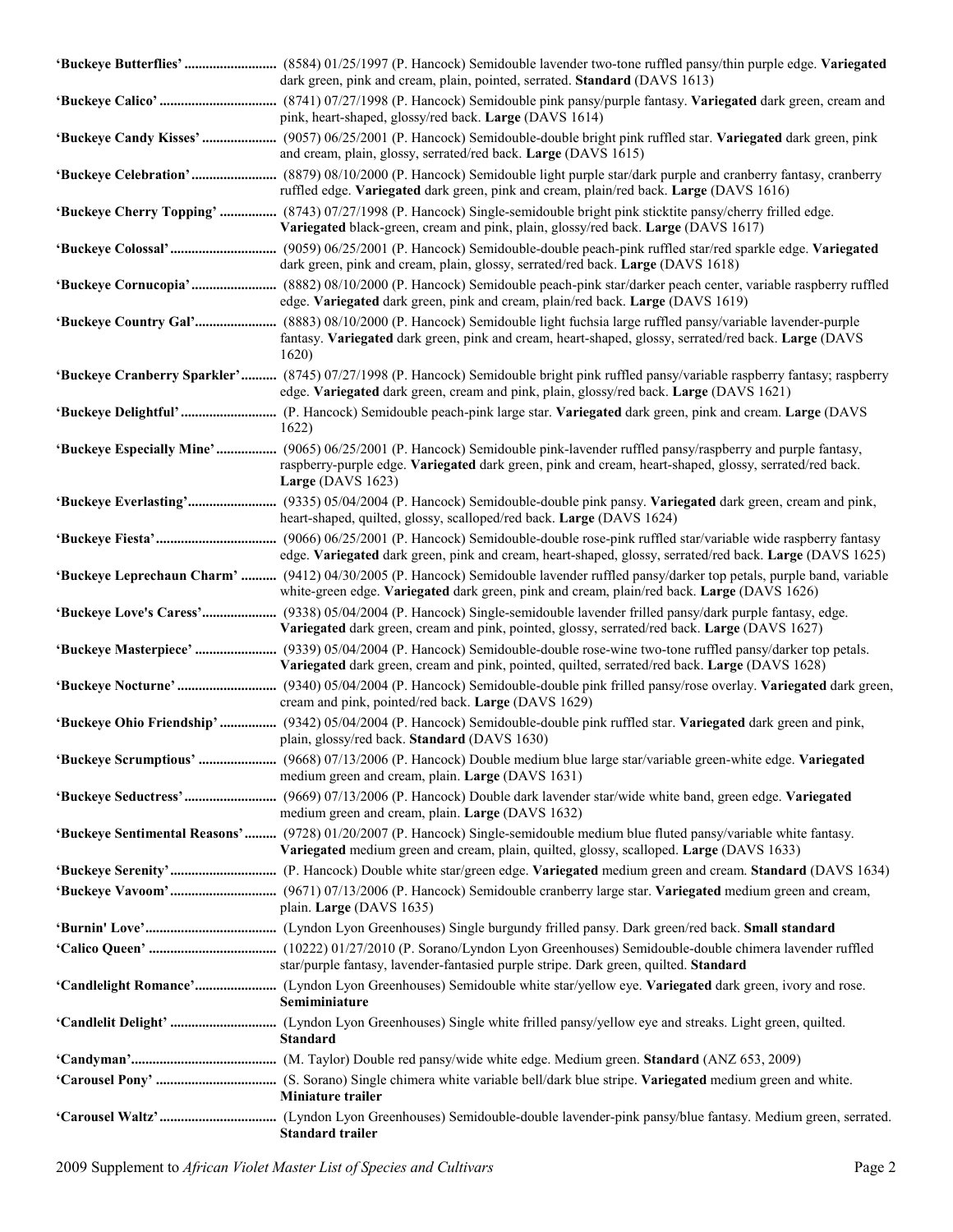**'Buckeye Butterflies'** .......................... (8584) 01/25/1997 (P. Hancock) Semidouble lavender two-tone ruffled pansy/thin purple edge. **Variegated** dark green, pink and cream, plain, pointed, serrated. **Standard** (DAVS 1613)

**'Buckeye Calico'** ................................ (8741) 07/27/1998 (P. Hancock) Semidouble pink pansy/purple fantasy. **Variegated** dark green, cream and pink, heart-shaped, glossy/red back. **Large** (DAVS 1614)

**'Buckeye Candy Kisses'** ..................... (9057) 06/25/2001 (P. Hancock) Semidouble-double bright pink ruffled star. **Variegated** dark green, pink and cream, plain, glossy, serrated/red back. **Large** (DAVS 1615)

**'Buckeye Celebration'** ........................ (8879) 08/10/2000 (P. Hancock) Semidouble light purple star/dark purple and cranberry fantasy, cranberry ruffled edge. **Variegated** dark green, pink and cream, plain/red back. **Large** (DAVS 1616)

**'Buckeye Cherry Topping'** ................ (8743) 07/27/1998 (P. Hancock) Single-semidouble bright pink sticktite pansy/cherry frilled edge. **Variegated** black-green, cream and pink, plain, glossy/red back. **Large** (DAVS 1617)

**'Buckeye Colossal'** ............................. (9059) 06/25/2001 (P. Hancock) Semidouble-double peach-pink ruffled star/red sparkle edge. **Variegated** dark green, pink and cream, plain, glossy, serrated/red back. **Large** (DAVS 1618)

**'Buckeye Cornucopia'** ........................ (8882) 08/10/2000 (P. Hancock) Semidouble peach-pink star/darker peach center, variable raspberry ruffled edge. **Variegated** dark green, pink and cream, plain/red back. **Large** (DAVS 1619)

**'Buckeye Country Gal'** ....................... (8883) 08/10/2000 (P. Hancock) Semidouble light fuchsia large ruffled pansy/variable lavender-purple fantasy. **Variegated** dark green, pink and cream, heart-shaped, glossy, serrated/red back. **Large** (DAVS 1620)

**'Buckeye Cranberry Sparkler'** .......... (8745) 07/27/1998 (P. Hancock) Semidouble bright pink ruffled pansy/variable raspberry fantasy; raspberry edge. **Variegated** dark green, cream and pink, plain, glossy/red back. **Large** (DAVS 1621)

**'Buckeye Delightful'** .......................... (P. Hancock) Semidouble peach-pink large star. **Variegated** dark green, pink and cream. **Large** (DAVS 1622)

**'Buckeye Especially Mine'** ................. (9065) 06/25/2001 (P. Hancock) Semidouble pink-lavender ruffled pansy/raspberry and purple fantasy, raspberry-purple edge. **Variegated** dark green, pink and cream, heart-shaped, glossy, serrated/red back. **Large** (DAVS 1623)

**'Buckeye Everlasting'** ......................... (9335) 05/04/2004 (P. Hancock) Semidouble-double pink pansy. **Variegated** dark green, cream and pink, heart-shaped, quilted, glossy, scalloped/red back. **Large** (DAVS 1624)

**'Buckeye Fiesta'** ................................. (9066) 06/25/2001 (P. Hancock) Semidouble-double rose-pink ruffled star/variable wide raspberry fantasy edge. **Variegated** dark green, pink and cream, heart-shaped, glossy, serrated/red back. **Large** (DAVS 1625)

**'Buckeye Leprechaun Charm'** .......... (9412) 04/30/2005 (P. Hancock) Semidouble lavender ruffled pansy/darker top petals, purple band, variable white-green edge. **Variegated** dark green, pink and cream, plain/red back. **Large** (DAVS 1626)

**'Buckeye Love's Caress'** ..................... (9338) 05/04/2004 (P. Hancock) Single-semidouble lavender frilled pansy/dark purple fantasy, edge. **Variegated** dark green, cream and pink, pointed, glossy, serrated/red back. **Large** (DAVS 1627)

**'Buckeye Masterpiece'** ....................... (9339) 05/04/2004 (P. Hancock) Semidouble-double rose-wine two-tone ruffled pansy/darker top petals. **Variegated** dark green, cream and pink, pointed, quilted, serrated/red back. **Large** (DAVS 1628)

**'Buckeye Nocturne'** ............................ (9340) 05/04/2004 (P. Hancock) Semidouble-double pink frilled pansy/rose overlay. **Variegated** dark green, cream and pink, pointed/red back. **Large** (DAVS 1629)

**'Buckeye Ohio Friendship'** ................ (9342) 05/04/2004 (P. Hancock) Semidouble-double pink ruffled star. **Variegated** dark green and pink, plain, glossy/red back. **Standard** (DAVS 1630)

**'Buckeye Scrumptious'** ...................... (9668) 07/13/2006 (P. Hancock) Double medium blue large star/variable green-white edge. **Variegated** medium green and cream, plain. **Large** (DAVS 1631)

**'Buckeye Seductress'** .......................... (9669) 07/13/2006 (P. Hancock) Double dark lavender star/wide white band, green edge. **Variegated** medium green and cream, plain. **Large** (DAVS 1632)

**'Buckeye Sentimental Reasons'** ......... (9728) 01/20/2007 (P. Hancock) Single-semidouble medium blue fluted pansy/variable white fantasy. **Variegated** medium green and cream, plain, quilted, glossy, scalloped. **Large** (DAVS 1633)

**'Buckeye Serenity'** .............................. (P. Hancock) Double white star/green edge. **Variegated** medium green and cream. **Standard** (DAVS 1634)

**'Buckeye Vavoom'** .............................. (9671) 07/13/2006 (P. Hancock) Semidouble cranberry large star. **Variegated** medium green and cream, plain. **Large** (DAVS 1635)

**'Burnin' Love'** ..................................... (Lyndon Lyon Greenhouses) Single burgundy frilled pansy. Dark green/red back. **Small standard**

**'Calico Queen'** .................................... (10222) 01/27/2010 (P. Sorano/Lyndon Lyon Greenhouses) Semidouble-double chimera lavender ruffled star/purple fantasy, lavender-fantasied purple stripe. Dark green, quilted. **Standard**

**'Candlelight Romance'** ....................... (Lyndon Lyon Greenhouses) Semidouble white star/yellow eye. **Variegated** dark green, ivory and rose. **Semiminiature**

**'Candlelit Delight'** .............................. (Lyndon Lyon Greenhouses) Single white frilled pansy/yellow eye and streaks. Light green, quilted. **Standard**

**'Candyman'** ......................................... (M. Taylor) Double red pansy/wide white edge. Medium green. **Standard** (ANZ 653, 2009)

**'Carousel Pony'** .................................. (S. Sorano) Single chimera white variable bell/dark blue stripe. **Variegated** medium green and white. **Miniature trailer**

**'Carousel Waltz'** ................................. (Lyndon Lyon Greenhouses) Semidouble-double lavender-pink pansy/blue fantasy. Medium green, serrated. **Standard trailer**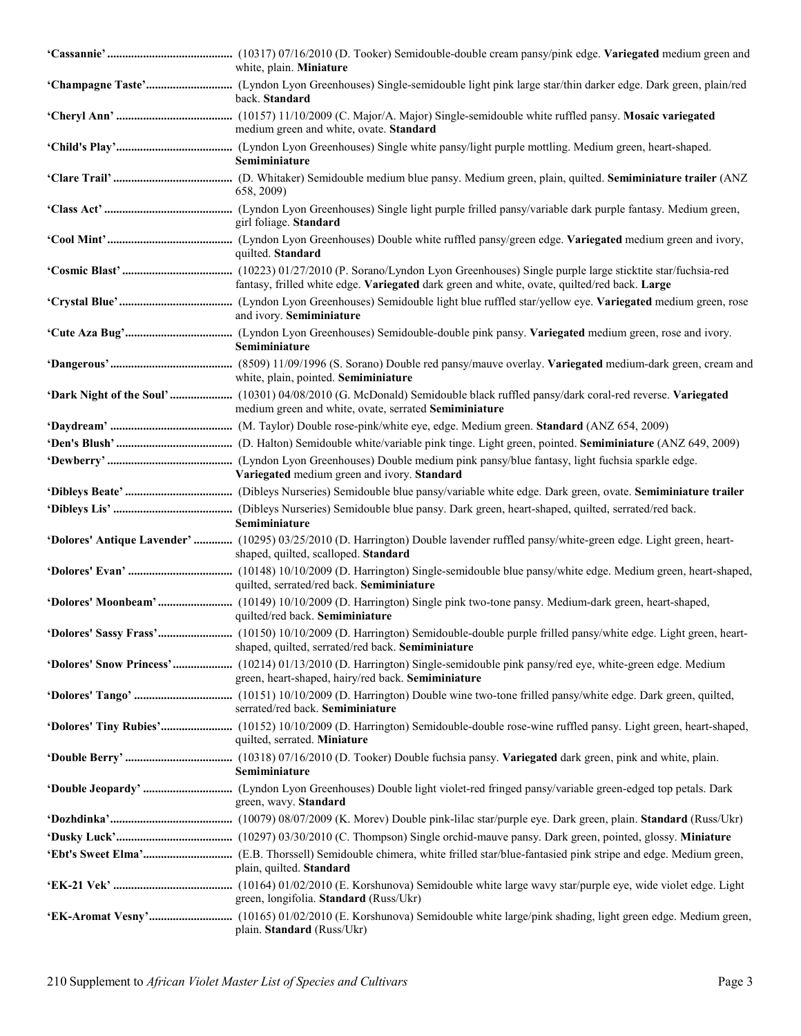**'Cassannie'** .......................................... (10317) 07/16/2010 (D. Tooker) Semidouble-double cream pansy/pink edge. **Variegated** medium green and white, plain. **Miniature**

**'Champagne Taste'**............................ (Lyndon Lyon Greenhouses) Single-semidouble light pink large star/thin darker edge. Dark green, plain/red back. **Standard**

**'Cheryl Ann'** ...................................... (10157) 11/10/2009 (C. Major/A. Major) Single-semidouble white ruffled pansy. **Mosaic variegated** medium green and white, ovate. **Standard**

**'Child's Play'**...................................... (Lyndon Lyon Greenhouses) Single white pansy/light purple mottling. Medium green, heart-shaped. **Semiminiature**

**'Clare Trail'** ....................................... (D. Whitaker) Semidouble medium blue pansy. Medium green, plain, quilted. **Semiminiature trailer** (ANZ 658, 2009)

**'Class Act'** .......................................... (Lyndon Lyon Greenhouses) Single light purple frilled pansy/variable dark purple fantasy. Medium green, girl foliage. **Standard**

**'Cool Mint'**.......................................... (Lyndon Lyon Greenhouses) Double white ruffled pansy/green edge. **Variegated** medium green and ivory, quilted. **Standard**

**'Cosmic Blast'** .................................... (10223) 01/27/2010 (P. Sorano/Lyndon Lyon Greenhouses) Single purple large sticktite star/fuchsia-red fantasy, frilled white edge. **Variegated** dark green and white, ovate, quilted/red back. **Large**

**'Crystal Blue'**...................................... (Lyndon Lyon Greenhouses) Semidouble light blue ruffled star/yellow eye. **Variegated** medium green, rose and ivory. **Semiminiature**

**'Cute Aza Bug'**................................... (Lyndon Lyon Greenhouses) Semidouble-double pink pansy. **Variegated** medium green, rose and ivory. **Semiminiature**

**'Dangerous'**......................................... (8509) 11/09/1996 (S. Sorano) Double red pansy/mauve overlay. **Variegated** medium-dark green, cream and white, plain, pointed. **Semiminiature**

**'Dark Night of the Soul'**..................... (10301) 04/08/2010 (G. McDonald) Semidouble black ruffled pansy/dark coral-red reverse. **Variegated** medium green and white, ovate, serrated **Semiminiature**

**'Daydream'** ......................................... (M. Taylor) Double rose-pink/white eye, edge. Medium green. **Standard** (ANZ 654, 2009)

**'Den's Blush'** ...................................... (D. Halton) Semidouble white/variable pink tinge. Light green, pointed. **Semiminiature** (ANZ 649, 2009)

**'Dewberry'** .......................................... (Lyndon Lyon Greenhouses) Double medium pink pansy/blue fantasy, light fuchsia sparkle edge. **Variegated** medium green and ivory. **Standard**

**'Dibleys Beate'** ................................... (Dibleys Nurseries) Semidouble blue pansy/variable white edge. Dark green, ovate. **Semiminiature trailer**

**'Dibleys Lis'** ....................................... (Dibleys Nurseries) Semidouble blue pansy. Dark green, heart-shaped, quilted, serrated/red back. **Semiminiature**

**'Dolores' Antique Lavender'** ............. (10295) 03/25/2010 (D. Harrington) Double lavender ruffled pansy/white-green edge. Light green, heart-shaped, quilted, scalloped. **Standard**

**'Dolores' Evan'** .................................. (10148) 10/10/2009 (D. Harrington) Single-semidouble blue pansy/white edge. Medium green, heart-shaped, quilted, serrated/red back. **Semiminiature**

**'Dolores' Moonbeam'**......................... (10149) 10/10/2009 (D. Harrington) Single pink two-tone pansy. Medium-dark green, heart-shaped, quilted/red back. **Semiminiature**

**'Dolores' Sassy Frass'**......................... (10150) 10/10/2009 (D. Harrington) Semidouble-double purple frilled pansy/white edge. Light green, heart-shaped, quilted, serrated/red back. **Semiminiature**

**'Dolores' Snow Princess'**.................... (10214) 01/13/2010 (D. Harrington) Single-semidouble pink pansy/red eye, white-green edge. Medium green, heart-shaped, hairy/red back. **Semiminiature**

**'Dolores' Tango'** ................................ (10151) 10/10/2009 (D. Harrington) Double wine two-tone frilled pansy/white edge. Dark green, quilted, serrated/red back. **Semiminiature**

**'Dolores' Tiny Rubies'**........................ (10152) 10/10/2009 (D. Harrington) Semidouble-double rose-wine ruffled pansy. Light green, heart-shaped, quilted, serrated. **Miniature**

**'Double Berry'** ................................... (10318) 07/16/2010 (D. Tooker) Double fuchsia pansy. **Variegated** dark green, pink and white, plain. **Semiminiature**

**'Double Jeopardy'** .............................. (Lyndon Lyon Greenhouses) Double light violet-red fringed pansy/variable green-edged top petals. Dark green, wavy. **Standard**

**'Dozhdinka'**......................................... (10079) 08/07/2009 (K. Morev) Double pink-lilac star/purple eye. Dark green, plain. **Standard** (Russ/Ukr)

**'Dusky Luck'**....................................... (10297) 03/30/2010 (C. Thompson) Single orchid-mauve pansy. Dark green, pointed, glossy. **Miniature**

**'Ebt's Sweet Elma'**.............................. (E.B. Thorssell) Semidouble chimera, white frilled star/blue-fantasied pink stripe and edge. Medium green, plain, quilted. **Standard**

**'EK-21 Vek'** ........................................ (10164) 01/02/2010 (E. Korshunova) Semidouble white large wavy star/purple eye, wide violet edge. Light green, longifolia. **Standard** (Russ/Ukr)

**'EK-Aromat Vesny'**............................ (10165) 01/02/2010 (E. Korshunova) Semidouble white large/pink shading, light green edge. Medium green, plain. **Standard** (Russ/Ukr)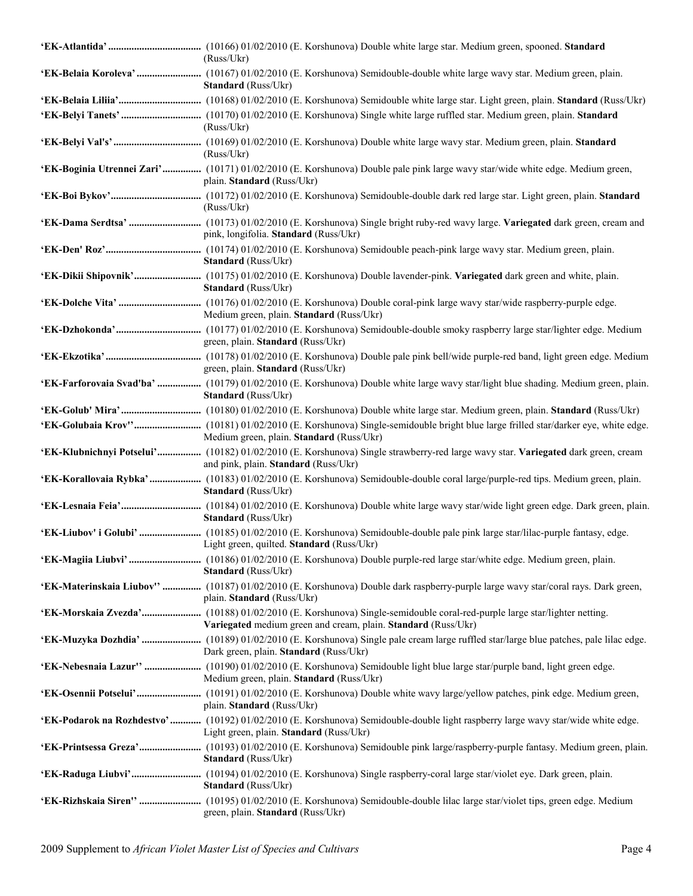**'EK-Atlantida'** .................................. (10166) 01/02/2010 (E. Korshunova) Double white large star. Medium green, spooned. **Standard** (Russ/Ukr)

**'EK-Belaia Koroleva'** ........................ (10167) 01/02/2010 (E. Korshunova) Semidouble-double white large wavy star. Medium green, plain. **Standard** (Russ/Ukr)

**'EK-Belaia Liliia'**............................... (10168) 01/02/2010 (E. Korshunova) Semidouble white large star. Light green, plain. **Standard** (Russ/Ukr)

**'EK-Belyi Tanets'** .............................. (10170) 01/02/2010 (E. Korshunova) Single white large ruffled star. Medium green, plain. **Standard** (Russ/Ukr)

**'EK-Belyi Val's'** ................................ (10169) 01/02/2010 (E. Korshunova) Double white large wavy star. Medium green, plain. **Standard** (Russ/Ukr)

**'EK-Boginia Utrennei Zari'**.............. (10171) 01/02/2010 (E. Korshunova) Double pale pink large wavy star/wide white edge. Medium green, plain. **Standard** (Russ/Ukr)

**'EK-Boi Bykov'**................................. (10172) 01/02/2010 (E. Korshunova) Semidouble-double dark red large star. Light green, plain. **Standard** (Russ/Ukr)

**'EK-Dama Serdtsa'** .......................... (10173) 01/02/2010 (E. Korshunova) Single bright ruby-red wavy large. **Variegated** dark green, cream and pink, longifolia. **Standard** (Russ/Ukr)

**'EK-Den' Roz'**................................... (10174) 01/02/2010 (E. Korshunova) Semidouble peach-pink large wavy star. Medium green, plain. **Standard** (Russ/Ukr)

**'EK-Dikii Shipovnik'**......................... (10175) 01/02/2010 (E. Korshunova) Double lavender-pink. **Variegated** dark green and white, plain. **Standard** (Russ/Ukr)

**'EK-Dolche Vita'** .............................. (10176) 01/02/2010 (E. Korshunova) Double coral-pink large wavy star/wide raspberry-purple edge. Medium green, plain. **Standard** (Russ/Ukr)

**'EK-Dzhokonda'**............................... (10177) 01/02/2010 (E. Korshunova) Semidouble-double smoky raspberry large star/lighter edge. Medium green, plain. **Standard** (Russ/Ukr)

**'EK-Ekzotika'**................................... (10178) 01/02/2010 (E. Korshunova) Double pale pink bell/wide purple-red band, light green edge. Medium green, plain. **Standard** (Russ/Ukr)

**'EK-Farforovaia Svad'ba'** ................ (10179) 01/02/2010 (E. Korshunova) Double white large wavy star/light blue shading. Medium green, plain. **Standard** (Russ/Ukr)

**'EK-Golub' Mira'**............................. (10180) 01/02/2010 (E. Korshunova) Double white large star. Medium green, plain. **Standard** (Russ/Ukr)

**'EK-Golubaia Krov''**......................... (10181) 01/02/2010 (E. Korshunova) Single-semidouble bright blue large frilled star/darker eye, white edge. Medium green, plain. **Standard** (Russ/Ukr)

**'EK-Klubnichnyi Potselui'**................ (10182) 01/02/2010 (E. Korshunova) Single strawberry-red large wavy star. **Variegated** dark green, cream and pink, plain. **Standard** (Russ/Ukr)

**'EK-Korallovaia Rybka'**................... (10183) 01/02/2010 (E. Korshunova) Semidouble-double coral large/purple-red tips. Medium green, plain. **Standard** (Russ/Ukr)

**'EK-Lesnaia Feia'**............................. (10184) 01/02/2010 (E. Korshunova) Double white large wavy star/wide light green edge. Dark green, plain. **Standard** (Russ/Ukr)

**'EK-Liubov' i Golubi'** ....................... (10185) 01/02/2010 (E. Korshunova) Semidouble-double pale pink large star/lilac-purple fantasy, edge. Light green, quilted. **Standard** (Russ/Ukr)

**'EK-Magiia Liubvi'** .......................... (10186) 01/02/2010 (E. Korshunova) Double purple-red large star/white edge. Medium green, plain. **Standard** (Russ/Ukr)

**'EK-Materinskaia Liubov''** .............. (10187) 01/02/2010 (E. Korshunova) Double dark raspberry-purple large wavy star/coral rays. Dark green, plain. **Standard** (Russ/Ukr)

**'EK-Morskaia Zvezda'**...................... (10188) 01/02/2010 (E. Korshunova) Single-semidouble coral-red-purple large star/lighter netting. **Variegated** medium green and cream, plain. **Standard** (Russ/Ukr)

**'EK-Muzyka Dozhdia'** ...................... (10189) 01/02/2010 (E. Korshunova) Single pale cream large ruffled star/large blue patches, pale lilac edge. Dark green, plain. **Standard** (Russ/Ukr)

**'EK-Nebesnaia Lazur''** ..................... (10190) 01/02/2010 (E. Korshunova) Semidouble light blue large star/purple band, light green edge. Medium green, plain. **Standard** (Russ/Ukr)

**'EK-Osennii Potselui'**........................ (10191) 01/02/2010 (E. Korshunova) Double white wavy large/yellow patches, pink edge. Medium green, plain. **Standard** (Russ/Ukr)

**'EK-Podarok na Rozhdestvo'**........... (10192) 01/02/2010 (E. Korshunova) Semidouble-double light raspberry large wavy star/wide white edge. Light green, plain. **Standard** (Russ/Ukr)

**'EK-Printsessa Greza'**....................... (10193) 01/02/2010 (E. Korshunova) Semidouble pink large/raspberry-purple fantasy. Medium green, plain. **Standard** (Russ/Ukr)

**'EK-Raduga Liubvi'**.......................... (10194) 01/02/2010 (E. Korshunova) Single raspberry-coral large star/violet eye. Dark green, plain. **Standard** (Russ/Ukr)

**'EK-Rizhskaia Siren''** ....................... (10195) 01/02/2010 (E. Korshunova) Semidouble-double lilac large star/violet tips, green edge. Medium green, plain. **Standard** (Russ/Ukr)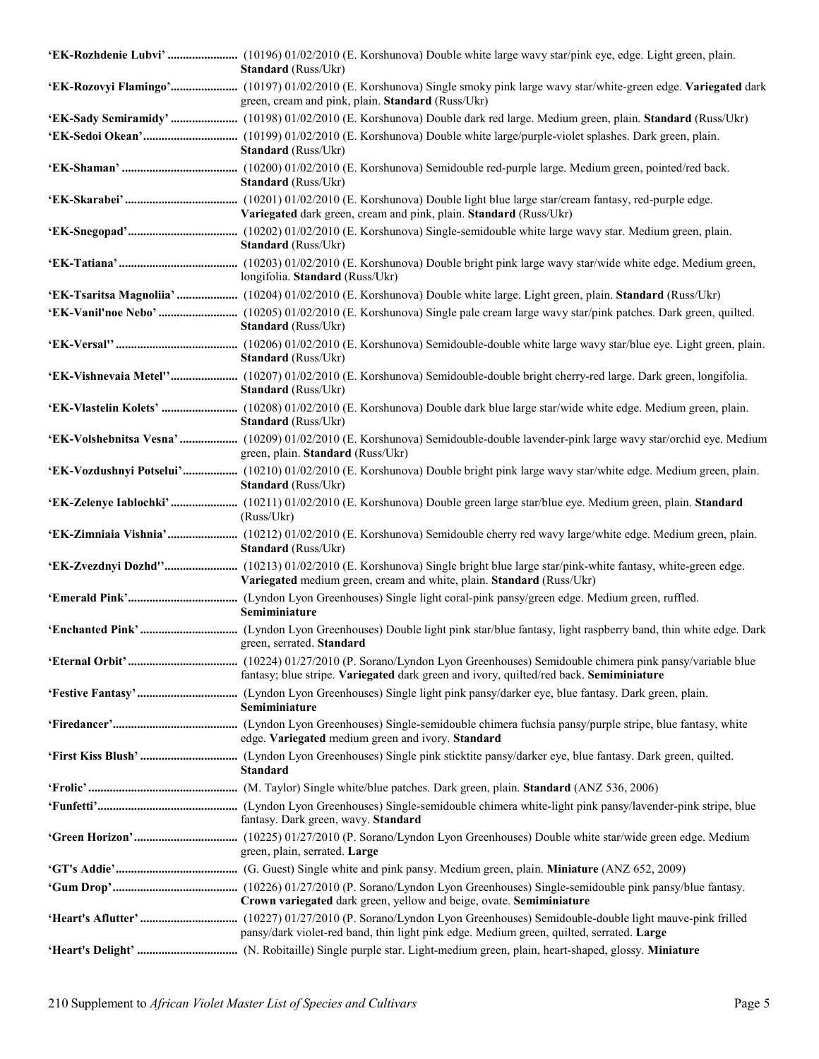**'EK-Rozhdenie Lubvi'** ....................... (10196) 01/02/2010 (E. Korshunova) Double white large wavy star/pink eye, edge. Light green, plain. **Standard** (Russ/Ukr)

**'EK-Rozovyi Flamingo'**...................... (10197) 01/02/2010 (E. Korshunova) Single smoky pink large wavy star/white-green edge. **Variegated** dark green, cream and pink, plain. **Standard** (Russ/Ukr)

**'EK-Sady Semiramidy'** ...................... (10198) 01/02/2010 (E. Korshunova) Double dark red large. Medium green, plain. **Standard** (Russ/Ukr)

**'EK-Sedoi Okean'**.............................. (10199) 01/02/2010 (E. Korshunova) Double white large/purple-violet splashes. Dark green, plain. **Standard** (Russ/Ukr)

**'EK-Shaman'** ..................................... (10200) 01/02/2010 (E. Korshunova) Semidouble red-purple large. Medium green, pointed/red back. **Standard** (Russ/Ukr)

**'EK-Skarabei'** .................................... (10201) 01/02/2010 (E. Korshunova) Double light blue large star/cream fantasy, red-purple edge. **Variegated** dark green, cream and pink, plain. **Standard** (Russ/Ukr)

**'EK-Snegopad'**................................... (10202) 01/02/2010 (E. Korshunova) Single-semidouble white large wavy star. Medium green, plain. **Standard** (Russ/Ukr)

**'EK-Tatiana'**...................................... (10203) 01/02/2010 (E. Korshunova) Double bright pink large wavy star/wide white edge. Medium green, longifolia. **Standard** (Russ/Ukr)

**'EK-Tsaritsa Magnoliia'** .................... (10204) 01/02/2010 (E. Korshunova) Double white large. Light green, plain. **Standard** (Russ/Ukr)

**'EK-Vanil'noe Nebo'** .......................... (10205) 01/02/2010 (E. Korshunova) Single pale cream large wavy star/pink patches. Dark green, quilted. **Standard** (Russ/Ukr)

**'EK-Versal''** ....................................... (10206) 01/02/2010 (E. Korshunova) Semidouble-double white large wavy star/blue eye. Light green, plain. **Standard** (Russ/Ukr)

**'EK-Vishnevaia Metel''**...................... (10207) 01/02/2010 (E. Korshunova) Semidouble-double bright cherry-red large. Dark green, longifolia. **Standard** (Russ/Ukr)

**'EK-Vlastelin Kolets'** ......................... (10208) 01/02/2010 (E. Korshunova) Double dark blue large star/wide white edge. Medium green, plain. **Standard** (Russ/Ukr)

**'EK-Volshebnitsa Vesna'** .................. (10209) 01/02/2010 (E. Korshunova) Semidouble-double lavender-pink large wavy star/orchid eye. Medium green, plain. **Standard** (Russ/Ukr)

**'EK-Vozdushnyi Potselui'**................. (10210) 01/02/2010 (E. Korshunova) Double bright pink large wavy star/white edge. Medium green, plain. **Standard** (Russ/Ukr)

**'EK-Zelenye Iablochki'** ...................... (10211) 01/02/2010 (E. Korshunova) Double green large star/blue eye. Medium green, plain. **Standard** (Russ/Ukr)

**'EK-Zimniaia Vishnia'**....................... (10212) 01/02/2010 (E. Korshunova) Semidouble cherry red wavy large/white edge. Medium green, plain. **Standard** (Russ/Ukr)

**'EK-Zvezdnyi Dozhd''**....................... (10213) 01/02/2010 (E. Korshunova) Single bright blue large star/pink-white fantasy, white-green edge. **Variegated** medium green, cream and white, plain. **Standard** (Russ/Ukr)

**'Emerald Pink'**.................................... (Lyndon Lyon Greenhouses) Single light coral-pink pansy/green edge. Medium green, ruffled. **Semiminiature**

**'Enchanted Pink'** ............................... (Lyndon Lyon Greenhouses) Double light pink star/blue fantasy, light raspberry band, thin white edge. Dark green, serrated. **Standard**

**'Eternal Orbit'** .................................... (10224) 01/27/2010 (P. Sorano/Lyndon Lyon Greenhouses) Semidouble chimera pink pansy/variable blue fantasy; blue stripe. **Variegated** dark green and ivory, quilted/red back. **Semiminiature**

**'Festive Fantasy'** ................................ (Lyndon Lyon Greenhouses) Single light pink pansy/darker eye, blue fantasy. Dark green, plain. **Semiminiature**

**'Firedancer'**......................................... (Lyndon Lyon Greenhouses) Single-semidouble chimera fuchsia pansy/purple stripe, blue fantasy, white edge. **Variegated** medium green and ivory. **Standard**

**'First Kiss Blush'** ............................... (Lyndon Lyon Greenhouses) Single pink sticktite pansy/darker eye, blue fantasy. Dark green, quilted. **Standard**

**'Frolic'** ................................................. (M. Taylor) Single white/blue patches. Dark green, plain. **Standard** (ANZ 536, 2006)

**'Funfetti'**............................................. (Lyndon Lyon Greenhouses) Single-semidouble chimera white-light pink pansy/lavender-pink stripe, blue fantasy. Dark green, wavy. **Standard**

**'Green Horizon'**................................. (10225) 01/27/2010 (P. Sorano/Lyndon Lyon Greenhouses) Double white star/wide green edge. Medium green, plain, serrated. **Large**

**'GT's Addie'**....................................... (G. Guest) Single white and pink pansy. Medium green, plain. **Miniature** (ANZ 652, 2009)

**'Gum Drop'**......................................... (10226) 01/27/2010 (P. Sorano/Lyndon Lyon Greenhouses) Single-semidouble pink pansy/blue fantasy. **Crown variegated** dark green, yellow and beige, ovate. **Semiminiature**

**'Heart's Aflutter'** ............................... (10227) 01/27/2010 (P. Sorano/Lyndon Lyon Greenhouses) Semidouble-double light mauve-pink frilled pansy/dark violet-red band, thin light pink edge. Medium green, quilted, serrated. **Large**

**'Heart's Delight'** ................................ (N. Robitaille) Single purple star. Light-medium green, plain, heart-shaped, glossy. **Miniature**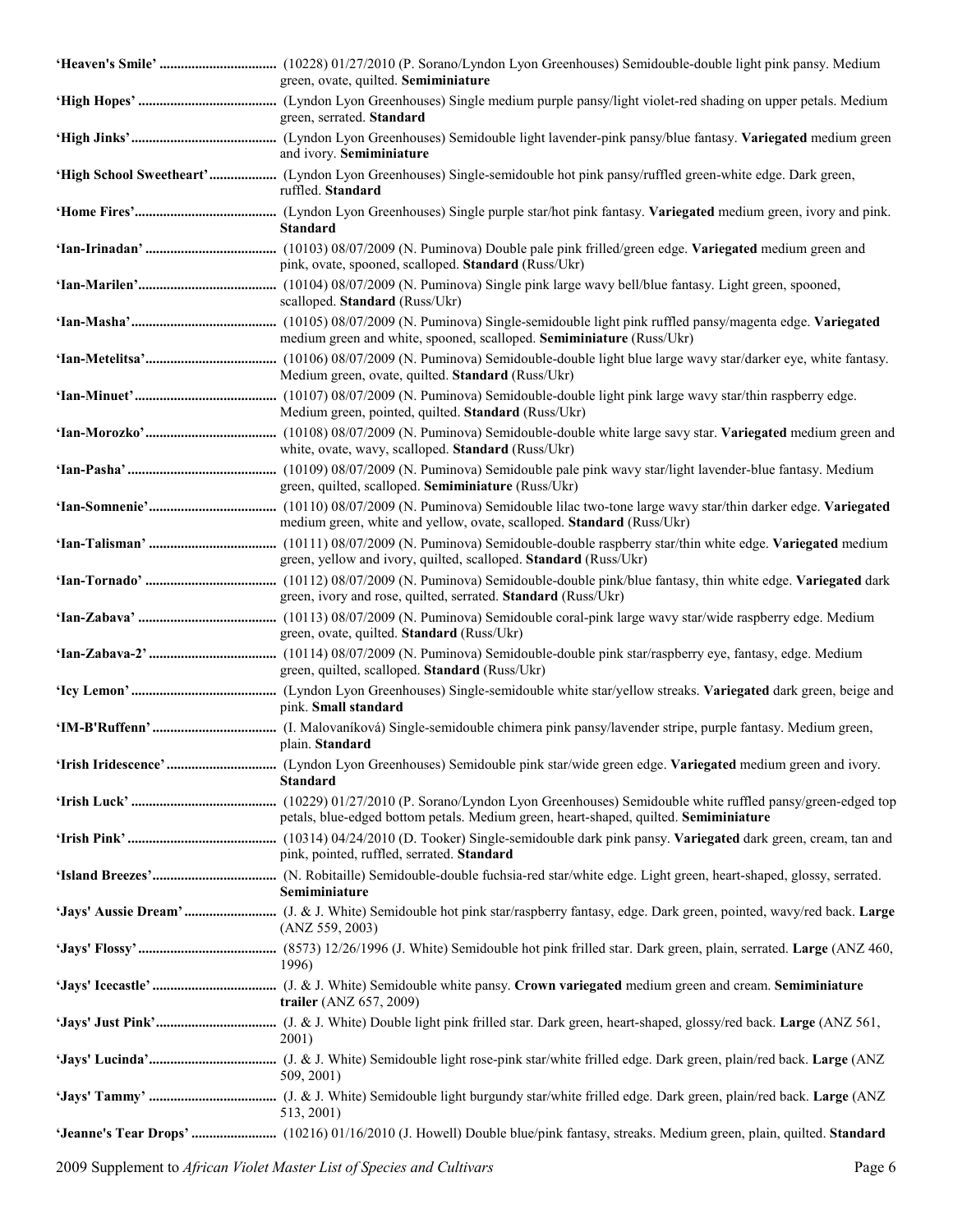**'Heaven's Smile'** ................................ (10228) 01/27/2010 (P. Sorano/Lyndon Lyon Greenhouses) Semidouble-double light pink pansy. Medium green, ovate, quilted. **Semiminiature**

**'High Hopes'** ....................................... (Lyndon Lyon Greenhouses) Single medium purple pansy/light violet-red shading on upper petals. Medium green, serrated. **Standard**

**'High Jinks'**......................................... (Lyndon Lyon Greenhouses) Semidouble light lavender-pink pansy/blue fantasy. **Variegated** medium green and ivory. **Semiminiature**

**'High School Sweetheart'**.................. (Lyndon Lyon Greenhouses) Single-semidouble hot pink pansy/ruffled green-white edge. Dark green, ruffled. **Standard**

**'Home Fires'**........................................ (Lyndon Lyon Greenhouses) Single purple star/hot pink fantasy. **Variegated** medium green, ivory and pink. **Standard**

**'Ian-Irinadan'** ..................................... (10103) 08/07/2009 (N. Puminova) Double pale pink frilled/green edge. **Variegated** medium green and pink, ovate, spooned, scalloped. **Standard** (Russ/Ukr)

**'Ian-Marilen'**....................................... (10104) 08/07/2009 (N. Puminova) Single pink large wavy bell/blue fantasy. Light green, spooned, scalloped. **Standard** (Russ/Ukr)

**'Ian-Masha'**......................................... (10105) 08/07/2009 (N. Puminova) Single-semidouble light pink ruffled pansy/magenta edge. **Variegated** medium green and white, spooned, scalloped. **Semiminiature** (Russ/Ukr)

**'Ian-Metelitsa'**..................................... (10106) 08/07/2009 (N. Puminova) Semidouble-double light blue large wavy star/darker eye, white fantasy. Medium green, ovate, quilted. **Standard** (Russ/Ukr)

**'Ian-Minuet'**........................................ (10107) 08/07/2009 (N. Puminova) Semidouble-double light pink large wavy star/thin raspberry edge. Medium green, pointed, quilted. **Standard** (Russ/Ukr)

**'Ian-Morozko'**..................................... (10108) 08/07/2009 (N. Puminova) Semidouble-double white large savy star. **Variegated** medium green and white, ovate, wavy, scalloped. **Standard** (Russ/Ukr)

**'Ian-Pasha'** .......................................... (10109) 08/07/2009 (N. Puminova) Semidouble pale pink wavy star/light lavender-blue fantasy. Medium green, quilted, scalloped. **Semiminiature** (Russ/Ukr)

**'Ian-Somnenie'**.................................... (10110) 08/07/2009 (N. Puminova) Semidouble lilac two-tone large wavy star/thin darker edge. **Variegated** medium green, white and yellow, ovate, scalloped. **Standard** (Russ/Ukr)

**'Ian-Talisman'** .................................... (10111) 08/07/2009 (N. Puminova) Semidouble-double raspberry star/thin white edge. **Variegated** medium green, yellow and ivory, quilted, scalloped. **Standard** (Russ/Ukr)

**'Ian-Tornado'** ..................................... (10112) 08/07/2009 (N. Puminova) Semidouble-double pink/blue fantasy, thin white edge. **Variegated** dark green, ivory and rose, quilted, serrated. **Standard** (Russ/Ukr)

**'Ian-Zabava'** ....................................... (10113) 08/07/2009 (N. Puminova) Semidouble coral-pink large wavy star/wide raspberry edge. Medium green, ovate, quilted. **Standard** (Russ/Ukr)

**'Ian-Zabava-2'** .................................... (10114) 08/07/2009 (N. Puminova) Semidouble-double pink star/raspberry eye, fantasy, edge. Medium green, quilted, scalloped. **Standard** (Russ/Ukr)

**'Icy Lemon'**......................................... (Lyndon Lyon Greenhouses) Single-semidouble white star/yellow streaks. **Variegated** dark green, beige and pink. **Small standard**

**'IM-B'Ruffenn'**................................... (I. Malovaníková) Single-semidouble chimera pink pansy/lavender stripe, purple fantasy. Medium green, plain. **Standard**

**'Irish Iridescence'**.............................. (Lyndon Lyon Greenhouses) Semidouble pink star/wide green edge. **Variegated** medium green and ivory. **Standard**

**'Irish Luck'** ......................................... (10229) 01/27/2010 (P. Sorano/Lyndon Lyon Greenhouses) Semidouble white ruffled pansy/green-edged top petals, blue-edged bottom petals. Medium green, heart-shaped, quilted. **Semiminiature**

**'Irish Pink'** .......................................... (10314) 04/24/2010 (D. Tooker) Single-semidouble dark pink pansy. **Variegated** dark green, cream, tan and pink, pointed, ruffled, serrated. **Standard**

**'Island Breezes'**................................... (N. Robitaille) Semidouble-double fuchsia-red star/white edge. Light green, heart-shaped, glossy, serrated. **Semiminiature**

**'Jays' Aussie Dream'**.......................... (J. & J. White) Semidouble hot pink star/raspberry fantasy, edge. Dark green, pointed, wavy/red back. **Large** (ANZ 559, 2003)

**'Jays' Flossy'**...................................... (8573) 12/26/1996 (J. White) Semidouble hot pink frilled star. Dark green, plain, serrated. **Large** (ANZ 460, 1996)

**'Jays' Icecastle'**.................................. (J. & J. White) Semidouble white pansy. **Crown variegated** medium green and cream. **Semiminiature trailer** (ANZ 657, 2009)

**'Jays' Just Pink'**................................. (J. & J. White) Double light pink frilled star. Dark green, heart-shaped, glossy/red back. **Large** (ANZ 561, 2001)

**'Jays' Lucinda'**................................... (J. & J. White) Semidouble light rose-pink star/white frilled edge. Dark green, plain/red back. **Large** (ANZ 509, 2001)

**'Jays' Tammy'** ................................... (J. & J. White) Semidouble light burgundy star/white frilled edge. Dark green, plain/red back. **Large** (ANZ 513, 2001)

**'Jeanne's Tear Drops'**........................ (10216) 01/16/2010 (J. Howell) Double blue/pink fantasy, streaks. Medium green, plain, quilted. **Standard**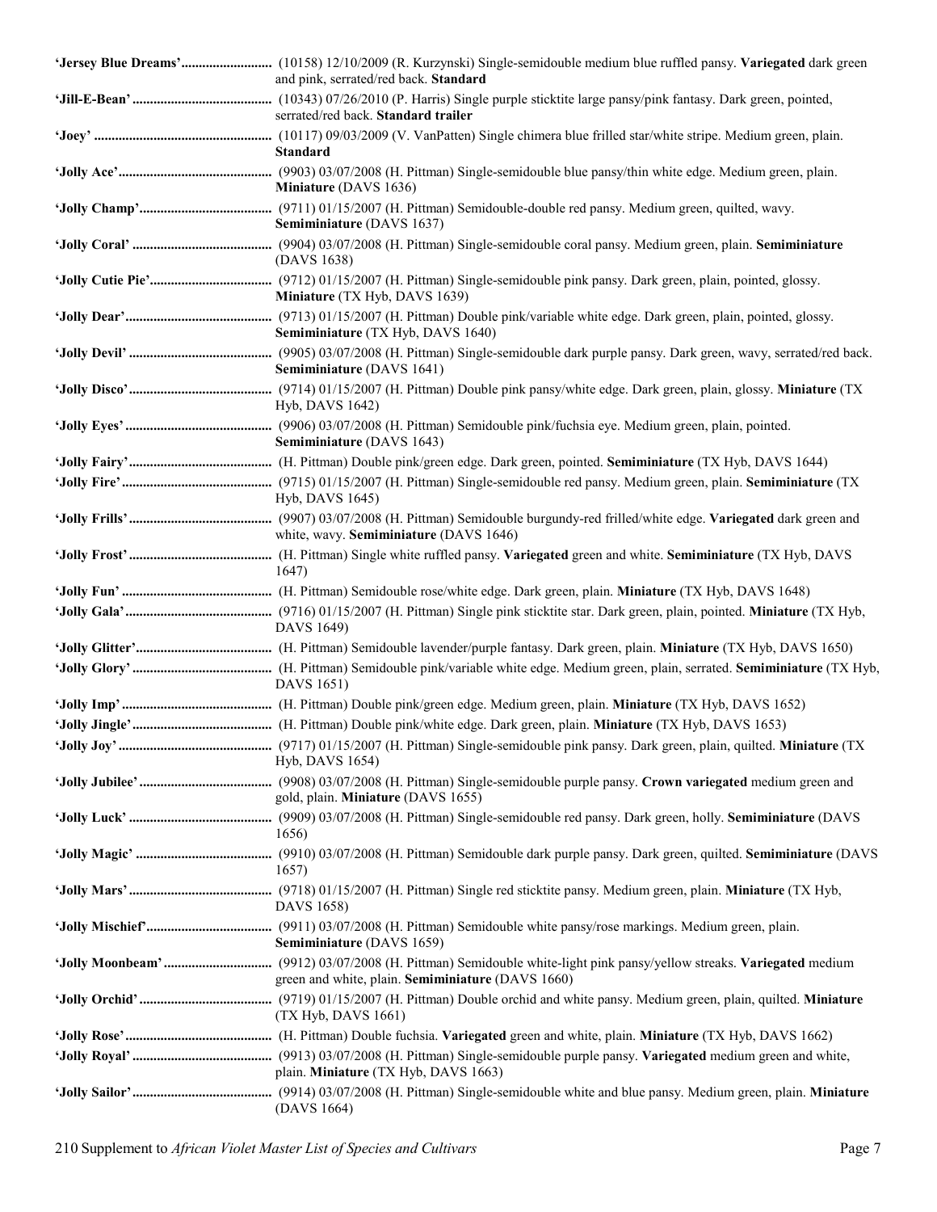**'Jersey Blue Dreams'**.......................... (10158) 12/10/2009 (R. Kurzynski) Single-semidouble medium blue ruffled pansy. **Variegated** dark green and pink, serrated/red back. **Standard**

**'Jill-E-Bean'**........................................ (10343) 07/26/2010 (P. Harris) Single purple sticktite large pansy/pink fantasy. Dark green, pointed, serrated/red back. **Standard trailer**

**'Joey'**.................................................. (10117) 09/03/2009 (V. VanPatten) Single chimera blue frilled star/white stripe. Medium green, plain. **Standard**

**'Jolly Ace'**............................................ (9903) 03/07/2008 (H. Pittman) Single-semidouble blue pansy/thin white edge. Medium green, plain. **Miniature** (DAVS 1636)

**'Jolly Champ'**...................................... (9711) 01/15/2007 (H. Pittman) Semidouble-double red pansy. Medium green, quilted, wavy. **Semiminiature** (DAVS 1637)

**'Jolly Coral'**......................................... (9904) 03/07/2008 (H. Pittman) Single-semidouble coral pansy. Medium green, plain. **Semiminiature** (DAVS 1638)

**'Jolly Cutie Pie'**................................... (9712) 01/15/2007 (H. Pittman) Single-semidouble pink pansy. Dark green, plain, pointed, glossy. **Miniature** (TX Hyb, DAVS 1639)

**'Jolly Dear'**.......................................... (9713) 01/15/2007 (H. Pittman) Double pink/variable white edge. Dark green, plain, pointed, glossy. **Semiminiature** (TX Hyb, DAVS 1640)

**'Jolly Devil'**......................................... (9905) 03/07/2008 (H. Pittman) Single-semidouble dark purple pansy. Dark green, wavy, serrated/red back. **Semiminiature** (DAVS 1641)

**'Jolly Disco'**......................................... (9714) 01/15/2007 (H. Pittman) Double pink pansy/white edge. Dark green, plain, glossy. **Miniature** (TX Hyb, DAVS 1642)

**'Jolly Eyes'**.......................................... (9906) 03/07/2008 (H. Pittman) Semidouble pink/fuchsia eye. Medium green, plain, pointed. **Semiminiature** (DAVS 1643)

**'Jolly Fairy'**......................................... (H. Pittman) Double pink/green edge. Dark green, pointed. **Semiminiature** (TX Hyb, DAVS 1644)

**'Jolly Fire'**........................................... (9715) 01/15/2007 (H. Pittman) Single-semidouble red pansy. Medium green, plain. **Semiminiature** (TX Hyb, DAVS 1645)

**'Jolly Frills'**......................................... (9907) 03/07/2008 (H. Pittman) Semidouble burgundy-red frilled/white edge. **Variegated** dark green and white, wavy. **Semiminiature** (DAVS 1646)

**'Jolly Frost'**......................................... (H. Pittman) Single white ruffled pansy. **Variegated** green and white. **Semiminiature** (TX Hyb, DAVS 1647)

**'Jolly Fun'**........................................... (H. Pittman) Semidouble rose/white edge. Dark green, plain. **Miniature** (TX Hyb, DAVS 1648)

**'Jolly Gala'**.......................................... (9716) 01/15/2007 (H. Pittman) Single pink sticktite star. Dark green, plain, pointed. **Miniature** (TX Hyb, DAVS 1649)

**'Jolly Glitter'**....................................... (H. Pittman) Semidouble lavender/purple fantasy. Dark green, plain. **Miniature** (TX Hyb, DAVS 1650)

**'Jolly Glory'**........................................ (H. Pittman) Semidouble pink/variable white edge. Medium green, plain, serrated. **Semiminiature** (TX Hyb, DAVS 1651)

**'Jolly Imp'**........................................... (H. Pittman) Double pink/green edge. Medium green, plain. **Miniature** (TX Hyb, DAVS 1652)

**'Jolly Jingle'**........................................ (H. Pittman) Double pink/white edge. Dark green, plain. **Miniature** (TX Hyb, DAVS 1653)

**'Jolly Joy'**............................................ (9717) 01/15/2007 (H. Pittman) Single-semidouble pink pansy. Dark green, plain, quilted. **Miniature** (TX Hyb, DAVS 1654)

**'Jolly Jubilee'**...................................... (9908) 03/07/2008 (H. Pittman) Single-semidouble purple pansy. **Crown variegated** medium green and gold, plain. **Miniature** (DAVS 1655)

**'Jolly Luck'**......................................... (9909) 03/07/2008 (H. Pittman) Single-semidouble red pansy. Dark green, holly. **Semiminiature** (DAVS 1656)

**'Jolly Magic'**....................................... (9910) 03/07/2008 (H. Pittman) Semidouble dark purple pansy. Dark green, quilted. **Semiminiature** (DAVS 1657)

**'Jolly Mars'**......................................... (9718) 01/15/2007 (H. Pittman) Single red sticktite pansy. Medium green, plain. **Miniature** (TX Hyb, DAVS 1658)

**'Jolly Mischief'**.................................... (9911) 03/07/2008 (H. Pittman) Semidouble white pansy/rose markings. Medium green, plain. **Semiminiature** (DAVS 1659)

**'Jolly Moonbeam'**............................... (9912) 03/07/2008 (H. Pittman) Semidouble white-light pink pansy/yellow streaks. **Variegated** medium green and white, plain. **Semiminiature** (DAVS 1660)

**'Jolly Orchid'**...................................... (9719) 01/15/2007 (H. Pittman) Double orchid and white pansy. Medium green, plain, quilted. **Miniature** (TX Hyb, DAVS 1661)

**'Jolly Rose'**......................................... (H. Pittman) Double fuchsia. **Variegated** green and white, plain. **Miniature** (TX Hyb, DAVS 1662)

**'Jolly Royal'**....................................... (9913) 03/07/2008 (H. Pittman) Single-semidouble purple pansy. **Variegated** medium green and white, plain. **Miniature** (TX Hyb, DAVS 1663)

**'Jolly Sailor'**....................................... (9914) 03/07/2008 (H. Pittman) Single-semidouble white and blue pansy. Medium green, plain. **Miniature** (DAVS 1664)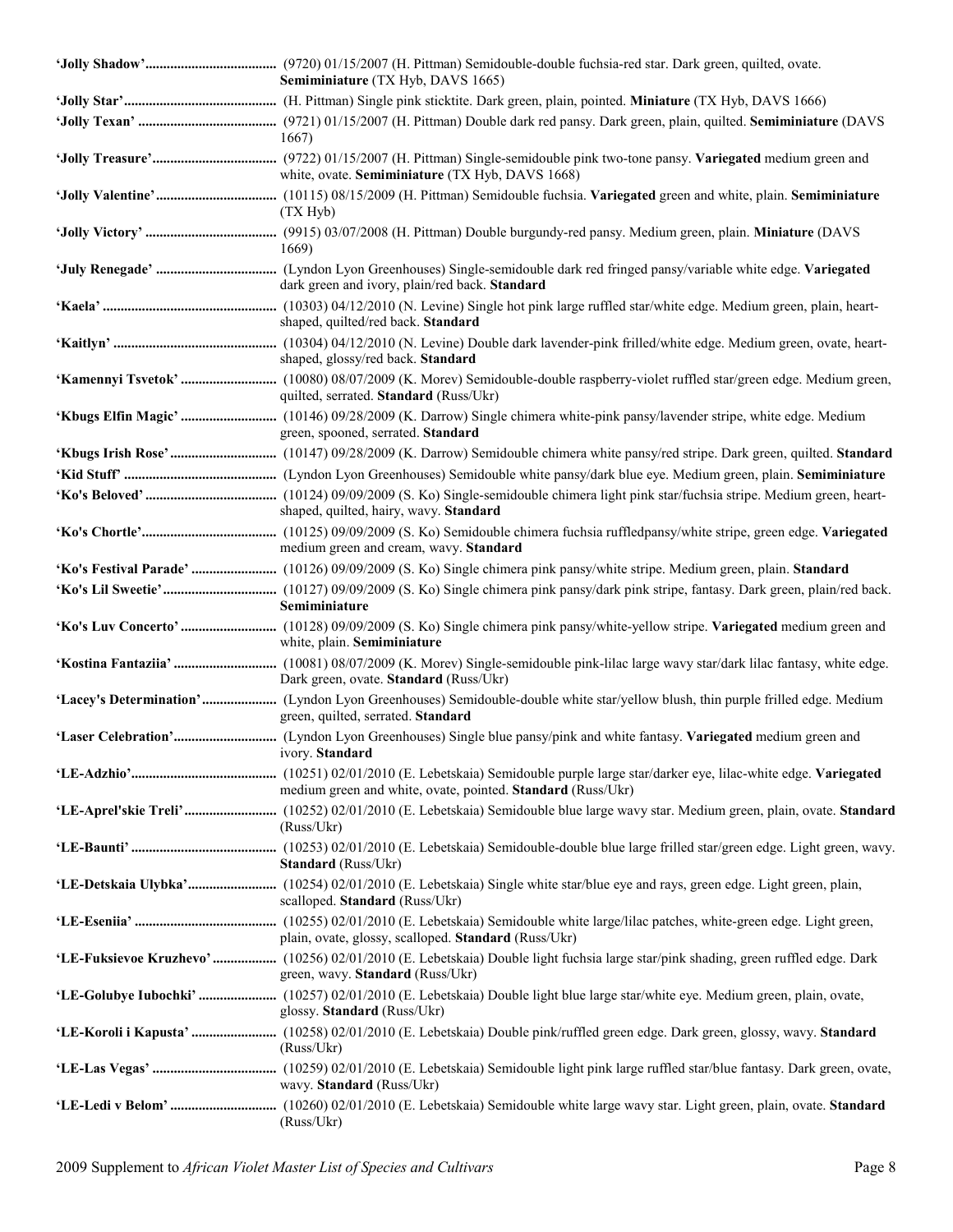**'Jolly Shadow'**.................................... (9720) 01/15/2007 (H. Pittman) Semidouble-double fuchsia-red star. Dark green, quilted, ovate. **Semiminiature** (TX Hyb, DAVS 1665)

**'Jolly Star'**.......................................... (H. Pittman) Single pink sticktite. Dark green, plain, pointed. **Miniature** (TX Hyb, DAVS 1666)

**'Jolly Texan'** ...................................... (9721) 01/15/2007 (H. Pittman) Double dark red pansy. Dark green, plain, quilted. **Semiminiature** (DAVS 1667)

**'Jolly Treasure'**.................................. (9722) 01/15/2007 (H. Pittman) Single-semidouble pink two-tone pansy. **Variegated** medium green and white, ovate. **Semiminiature** (TX Hyb, DAVS 1668)

**'Jolly Valentine'**................................. (10115) 08/15/2009 (H. Pittman) Semidouble fuchsia. **Variegated** green and white, plain. **Semiminiature** (TX Hyb)

**'Jolly Victory'** .................................... (9915) 03/07/2008 (H. Pittman) Double burgundy-red pansy. Medium green, plain. **Miniature** (DAVS 1669)

**'July Renegade'** ................................. (Lyndon Lyon Greenhouses) Single-semidouble dark red fringed pansy/variable white edge. **Variegated** dark green and ivory, plain/red back. **Standard**

**'Kaela'** ................................................ (10303) 04/12/2010 (N. Levine) Single hot pink large ruffled star/white edge. Medium green, plain, heart-shaped, quilted/red back. **Standard**

**'Kaitlyn'** ............................................. (10304) 04/12/2010 (N. Levine) Double dark lavender-pink frilled/white edge. Medium green, ovate, heart-shaped, glossy/red back. **Standard**

**'Kamennyi Tsvetok'** .......................... (10080) 08/07/2009 (K. Morev) Semidouble-double raspberry-violet ruffled star/green edge. Medium green, quilted, serrated. **Standard** (Russ/Ukr)

**'Kbugs Elfin Magic'** .......................... (10146) 09/28/2009 (K. Darrow) Single chimera white-pink pansy/lavender stripe, white edge. Medium green, spooned, serrated. **Standard**

**'Kbugs Irish Rose'**............................. (10147) 09/28/2009 (K. Darrow) Semidouble chimera white pansy/red stripe. Dark green, quilted. **Standard**

**'Kid Stuff'** .......................................... (Lyndon Lyon Greenhouses) Semidouble white pansy/dark blue eye. Medium green, plain. **Semiminiature**

**'Ko's Beloved'** .................................... (10124) 09/09/2009 (S. Ko) Single-semidouble chimera light pink star/fuchsia stripe. Medium green, heart-shaped, quilted, hairy, wavy. **Standard**

**'Ko's Chortle'**..................................... (10125) 09/09/2009 (S. Ko) Semidouble chimera fuchsia ruffledpansy/white stripe, green edge. **Variegated** medium green and cream, wavy. **Standard**

**'Ko's Festival Parade'** ....................... (10126) 09/09/2009 (S. Ko) Single chimera pink pansy/white stripe. Medium green, plain. **Standard**

**'Ko's Lil Sweetie'**............................... (10127) 09/09/2009 (S. Ko) Single chimera pink pansy/dark pink stripe, fantasy. Dark green, plain/red back. **Semiminiature**

**'Ko's Luv Concerto'** .......................... (10128) 09/09/2009 (S. Ko) Single chimera pink pansy/white-yellow stripe. **Variegated** medium green and white, plain. **Semiminiature**

**'Kostina Fantaziia'** ............................ (10081) 08/07/2009 (K. Morev) Single-semidouble pink-lilac large wavy star/dark lilac fantasy, white edge. Dark green, ovate. **Standard** (Russ/Ukr)

**'Lacey's Determination'**..................... (Lyndon Lyon Greenhouses) Semidouble-double white star/yellow blush, thin purple frilled edge. Medium green, quilted, serrated. **Standard**

**'Laser Celebration'**............................ (Lyndon Lyon Greenhouses) Single blue pansy/pink and white fantasy. **Variegated** medium green and ivory. **Standard**

**'LE-Adzhio'**........................................ (10251) 02/01/2010 (E. Lebetskaia) Semidouble purple large star/darker eye, lilac-white edge. **Variegated** medium green and white, ovate, pointed. **Standard** (Russ/Ukr)

**'LE-Aprel'skie Treli'**.......................... (10252) 02/01/2010 (E. Lebetskaia) Semidouble blue large wavy star. Medium green, plain, ovate. **Standard** (Russ/Ukr)

**'LE-Baunti'** ........................................ (10253) 02/01/2010 (E. Lebetskaia) Semidouble-double blue large frilled star/green edge. Light green, wavy. **Standard** (Russ/Ukr)

**'LE-Detskaia Ulybka'**......................... (10254) 02/01/2010 (E. Lebetskaia) Single white star/blue eye and rays, green edge. Light green, plain, scalloped. **Standard** (Russ/Ukr)

**'LE-Eseniia'** ....................................... (10255) 02/01/2010 (E. Lebetskaia) Semidouble white large/lilac patches, white-green edge. Light green, plain, ovate, glossy, scalloped. **Standard** (Russ/Ukr)

**'LE-Fuksievoe Kruzhevo'** .................. (10256) 02/01/2010 (E. Lebetskaia) Double light fuchsia large star/pink shading, green ruffled edge. Dark green, wavy. **Standard** (Russ/Ukr)

**'LE-Golubye Iubochki'** ...................... (10257) 02/01/2010 (E. Lebetskaia) Double light blue large star/white eye. Medium green, plain, ovate, glossy. **Standard** (Russ/Ukr)

**'LE-Koroli i Kapusta'** ........................ (10258) 02/01/2010 (E. Lebetskaia) Double pink/ruffled green edge. Dark green, glossy, wavy. **Standard** (Russ/Ukr)

**'LE-Las Vegas'** .................................. (10259) 02/01/2010 (E. Lebetskaia) Semidouble light pink large ruffled star/blue fantasy. Dark green, ovate, wavy. **Standard** (Russ/Ukr)

**'LE-Ledi v Belom'** ............................. (10260) 02/01/2010 (E. Lebetskaia) Semidouble white large wavy star. Light green, plain, ovate. **Standard** (Russ/Ukr)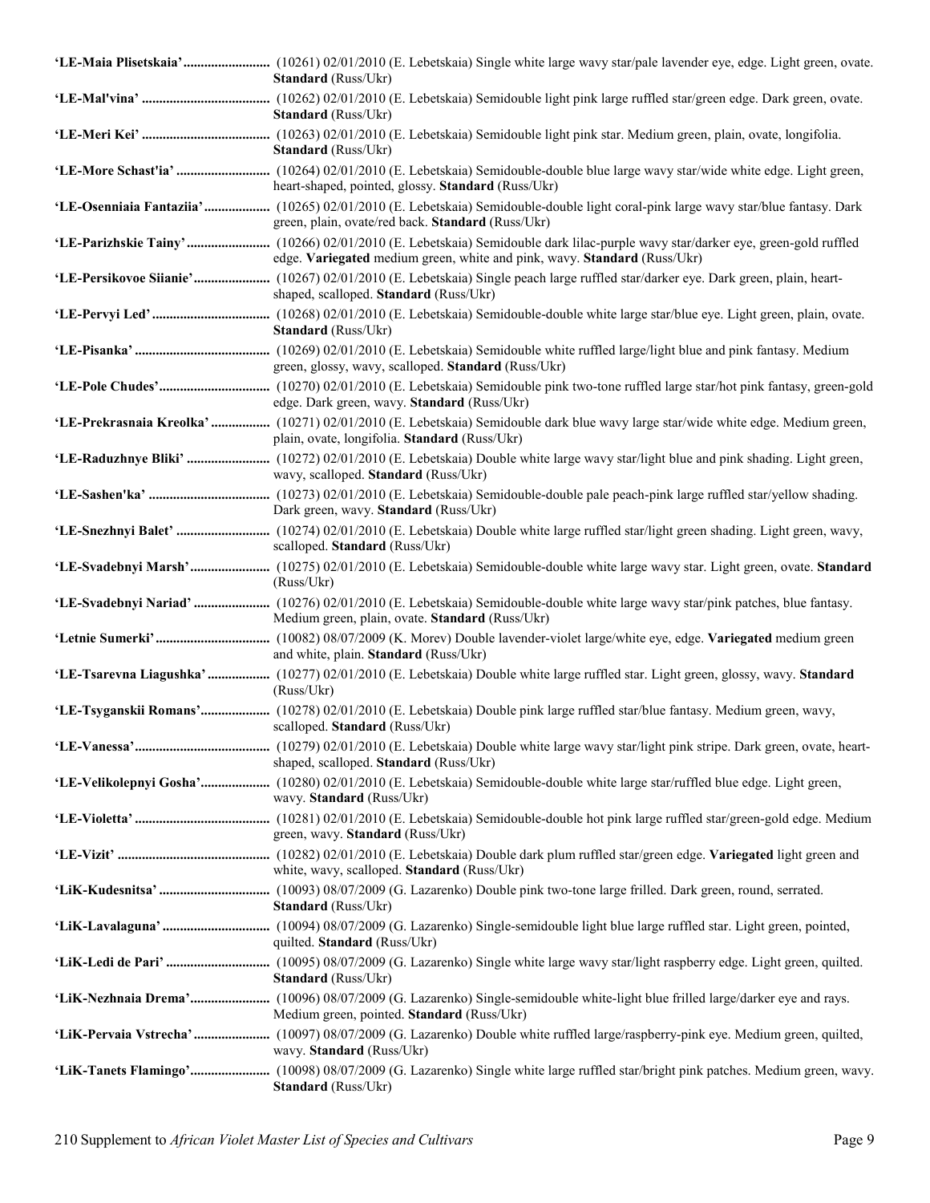**'LE-Maia Plisetskaia'**......................... (10261) 02/01/2010 (E. Lebetskaia) Single white large wavy star/pale lavender eye, edge. Light green, ovate. **Standard** (Russ/Ukr)

**'LE-Mal'vina'**..................................... (10262) 02/01/2010 (E. Lebetskaia) Semidouble light pink large ruffled star/green edge. Dark green, ovate. **Standard** (Russ/Ukr)

**'LE-Meri Kei'**..................................... (10263) 02/01/2010 (E. Lebetskaia) Semidouble light pink star. Medium green, plain, ovate, longifolia. **Standard** (Russ/Ukr)

**'LE-More Schast'ia'**........................... (10264) 02/01/2010 (E. Lebetskaia) Semidouble-double blue large wavy star/wide white edge. Light green, heart-shaped, pointed, glossy. **Standard** (Russ/Ukr)

**'LE-Osenniaia Fantaziia'**.................. (10265) 02/01/2010 (E. Lebetskaia) Semidouble-double light coral-pink large wavy star/blue fantasy. Dark green, plain, ovate/red back. **Standard** (Russ/Ukr)

**'LE-Parizhskie Tainy'**........................ (10266) 02/01/2010 (E. Lebetskaia) Semidouble dark lilac-purple wavy star/darker eye, green-gold ruffled edge. **Variegated** medium green, white and pink, wavy. **Standard** (Russ/Ukr)

**'LE-Persikovoe Siianie'**..................... (10267) 02/01/2010 (E. Lebetskaia) Single peach large ruffled star/darker eye. Dark green, plain, heart-shaped, scalloped. **Standard** (Russ/Ukr)

**'LE-Pervyi Led'**................................. (10268) 02/01/2010 (E. Lebetskaia) Semidouble-double white large star/blue eye. Light green, plain, ovate. **Standard** (Russ/Ukr)

**'LE-Pisanka'**....................................... (10269) 02/01/2010 (E. Lebetskaia) Semidouble white ruffled large/light blue and pink fantasy. Medium green, glossy, wavy, scalloped. **Standard** (Russ/Ukr)

**'LE-Pole Chudes'**................................ (10270) 02/01/2010 (E. Lebetskaia) Semidouble pink two-tone ruffled large star/hot pink fantasy, green-gold edge. Dark green, wavy. **Standard** (Russ/Ukr)

**'LE-Prekrasnaia Kreolka'**................. (10271) 02/01/2010 (E. Lebetskaia) Semidouble dark blue wavy large star/wide white edge. Medium green, plain, ovate, longifolia. **Standard** (Russ/Ukr)

**'LE-Raduzhnye Bliki'**........................ (10272) 02/01/2010 (E. Lebetskaia) Double white large wavy star/light blue and pink shading. Light green, wavy, scalloped. **Standard** (Russ/Ukr)

**'LE-Sashen'ka'**................................... (10273) 02/01/2010 (E. Lebetskaia) Semidouble-double pale peach-pink large ruffled star/yellow shading. Dark green, wavy. **Standard** (Russ/Ukr)

**'LE-Snezhnyi Balet'**........................... (10274) 02/01/2010 (E. Lebetskaia) Double white large ruffled star/light green shading. Light green, wavy, scalloped. **Standard** (Russ/Ukr)

**'LE-Svadebnyi Marsh'**....................... (10275) 02/01/2010 (E. Lebetskaia) Semidouble-double white large wavy star. Light green, ovate. **Standard** (Russ/Ukr)

**'LE-Svadebnyi Nariad'**...................... (10276) 02/01/2010 (E. Lebetskaia) Semidouble-double white large wavy star/pink patches, blue fantasy. Medium green, plain, ovate. **Standard** (Russ/Ukr)

**'Letnie Sumerki'**................................ (10082) 08/07/2009 (K. Morev) Double lavender-violet large/white eye, edge. **Variegated** medium green and white, plain. **Standard** (Russ/Ukr)

**'LE-Tsarevna Liagushka'**.................. (10277) 02/01/2010 (E. Lebetskaia) Double white large ruffled star. Light green, glossy, wavy. **Standard** (Russ/Ukr)

**'LE-Tsyganskii Romans'**.................... (10278) 02/01/2010 (E. Lebetskaia) Double pink large ruffled star/blue fantasy. Medium green, wavy, scalloped. **Standard** (Russ/Ukr)

**'LE-Vanessa'**....................................... (10279) 02/01/2010 (E. Lebetskaia) Double white large wavy star/light pink stripe. Dark green, ovate, heart-shaped, scalloped. **Standard** (Russ/Ukr)

**'LE-Velikolepnyi Gosha'**.................... (10280) 02/01/2010 (E. Lebetskaia) Semidouble-double white large star/ruffled blue edge. Light green, wavy. **Standard** (Russ/Ukr)

**'LE-Violetta'**....................................... (10281) 02/01/2010 (E. Lebetskaia) Semidouble-double hot pink large ruffled star/green-gold edge. Medium green, wavy. **Standard** (Russ/Ukr)

**'LE-Vizit'**............................................ (10282) 02/01/2010 (E. Lebetskaia) Double dark plum ruffled star/green edge. **Variegated** light green and white, wavy, scalloped. **Standard** (Russ/Ukr)

**'LiK-Kudesnitsa'**................................ (10093) 08/07/2009 (G. Lazarenko) Double pink two-tone large frilled. Dark green, round, serrated. **Standard** (Russ/Ukr)

**'LiK-Lavalaguna'**............................... (10094) 08/07/2009 (G. Lazarenko) Single-semidouble light blue large ruffled star. Light green, pointed, quilted. **Standard** (Russ/Ukr)

**'LiK-Ledi de Pari'**.............................. (10095) 08/07/2009 (G. Lazarenko) Single white large wavy star/light raspberry edge. Light green, quilted. **Standard** (Russ/Ukr)

**'LiK-Nezhnaia Drema'**....................... (10096) 08/07/2009 (G. Lazarenko) Single-semidouble white-light blue frilled large/darker eye and rays. Medium green, pointed. **Standard** (Russ/Ukr)

**'LiK-Pervaia Vstrecha'**...................... (10097) 08/07/2009 (G. Lazarenko) Double white ruffled large/raspberry-pink eye. Medium green, quilted, wavy. **Standard** (Russ/Ukr)

**'LiK-Tanets Flamingo'**....................... (10098) 08/07/2009 (G. Lazarenko) Single white large ruffled star/bright pink patches. Medium green, wavy. **Standard** (Russ/Ukr)

210 Supplement to *African Violet Master List of Species and Cultivars*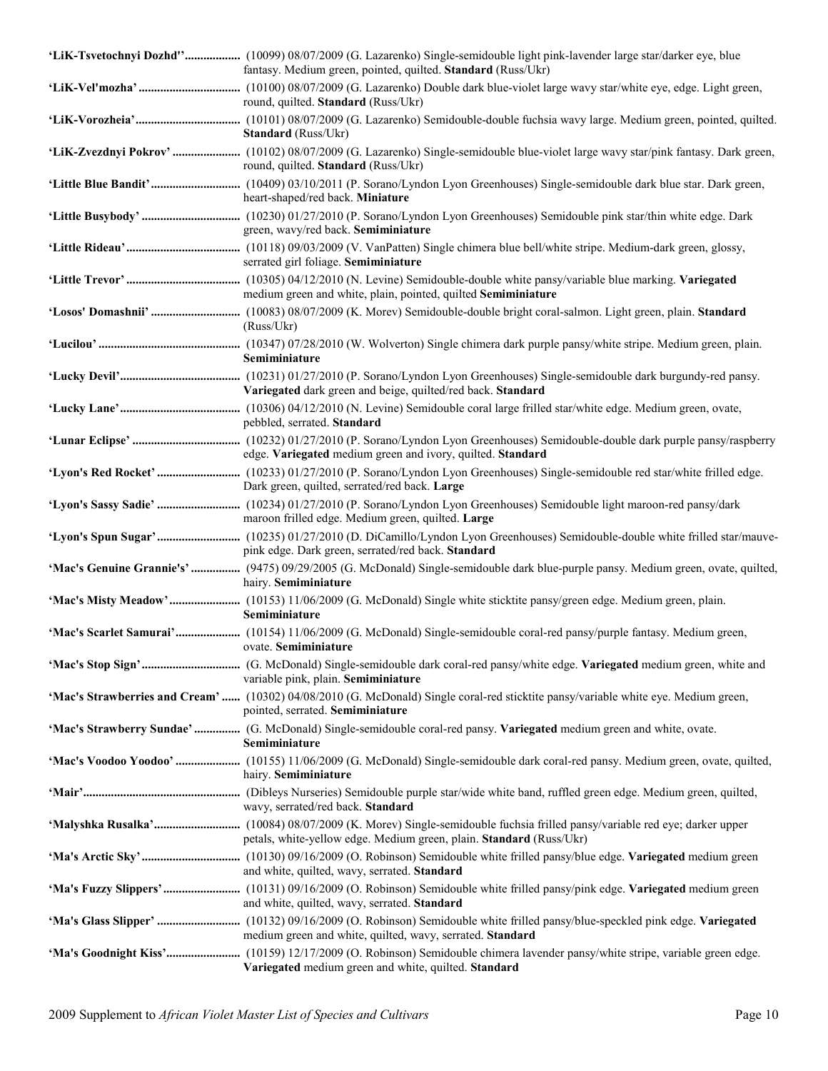**'LiK-Tsvetochnyi Dozhd''**.................. (10099) 08/07/2009 (G. Lazarenko) Single-semidouble light pink-lavender large star/darker eye, blue fantasy. Medium green, pointed, quilted. **Standard** (Russ/Ukr)

**'LiK-Vel'mozha'**................................ (10100) 08/07/2009 (G. Lazarenko) Double dark blue-violet large wavy star/white eye, edge. Light green, round, quilted. **Standard** (Russ/Ukr)

**'LiK-Vorozheia'**................................. (10101) 08/07/2009 (G. Lazarenko) Semidouble-double fuchsia wavy large. Medium green, pointed, quilted. **Standard** (Russ/Ukr)

**'LiK-Zvezdnyi Pokrov'**...................... (10102) 08/07/2009 (G. Lazarenko) Single-semidouble blue-violet large wavy star/pink fantasy. Dark green, round, quilted. **Standard** (Russ/Ukr)

**'Little Blue Bandit'**............................ (10409) 03/10/2011 (P. Sorano/Lyndon Lyon Greenhouses) Single-semidouble dark blue star. Dark green, heart-shaped/red back. **Miniature**

**'Little Busybody'**................................ (10230) 01/27/2010 (P. Sorano/Lyndon Lyon Greenhouses) Semidouble pink star/thin white edge. Dark green, wavy/red back. **Semiminiature**

**'Little Rideau'**.................................... (10118) 09/03/2009 (V. VanPatten) Single chimera blue bell/white stripe. Medium-dark green, glossy, serrated girl foliage. **Semiminiature**

**'Little Trevor'**.................................... (10305) 04/12/2010 (N. Levine) Semidouble-double white pansy/variable blue marking. **Variegated** medium green and white, plain, pointed, quilted **Semiminiature**

**'Losos' Domashnii'**............................ (10083) 08/07/2009 (K. Morev) Semidouble-double bright coral-salmon. Light green, plain. **Standard** (Russ/Ukr)

**'Lucilou'**............................................ (10347) 07/28/2010 (W. Wolverton) Single chimera dark purple pansy/white stripe. Medium green, plain. **Semiminiature**

**'Lucky Devil'**...................................... (10231) 01/27/2010 (P. Sorano/Lyndon Lyon Greenhouses) Single-semidouble dark burgundy-red pansy. **Variegated** dark green and beige, quilted/red back. **Standard**

**'Lucky Lane'**...................................... (10306) 04/12/2010 (N. Levine) Semidouble coral large frilled star/white edge. Medium green, ovate, pebbled, serrated. **Standard**

**'Lunar Eclipse'**.................................. (10232) 01/27/2010 (P. Sorano/Lyndon Lyon Greenhouses) Semidouble-double dark purple pansy/raspberry edge. **Variegated** medium green and ivory, quilted. **Standard**

**'Lyon's Red Rocket'**.......................... (10233) 01/27/2010 (P. Sorano/Lyndon Lyon Greenhouses) Single-semidouble red star/white frilled edge. Dark green, quilted, serrated/red back. **Large**

**'Lyon's Sassy Sadie'**.......................... (10234) 01/27/2010 (P. Sorano/Lyndon Lyon Greenhouses) Semidouble light maroon-red pansy/dark maroon frilled edge. Medium green, quilted. **Large**

**'Lyon's Spun Sugar'**.......................... (10235) 01/27/2010 (D. DiCamillo/Lyndon Lyon Greenhouses) Semidouble-double white frilled star/mauve-pink edge. Dark green, serrated/red back. **Standard**

**'Mac's Genuine Grannie's'**................ (9475) 09/29/2005 (G. McDonald) Single-semidouble dark blue-purple pansy. Medium green, ovate, quilted, hairy. **Semiminiature**

**'Mac's Misty Meadow'**...................... (10153) 11/06/2009 (G. McDonald) Single white sticktite pansy/green edge. Medium green, plain. **Semiminiature**

**'Mac's Scarlet Samurai'**.................... (10154) 11/06/2009 (G. McDonald) Single-semidouble coral-red pansy/purple fantasy. Medium green, ovate. **Semiminiature**

**'Mac's Stop Sign'**............................... (G. McDonald) Single-semidouble dark coral-red pansy/white edge. **Variegated** medium green, white and variable pink, plain. **Semiminiature**

**'Mac's Strawberries and Cream'**...... (10302) 04/08/2010 (G. McDonald) Single coral-red sticktite pansy/variable white eye. Medium green, pointed, serrated. **Semiminiature**

**'Mac's Strawberry Sundae'**............... (G. McDonald) Single-semidouble coral-red pansy. **Variegated** medium green and white, ovate. **Semiminiature**

**'Mac's Voodoo Yoodoo'**..................... (10155) 11/06/2009 (G. McDonald) Single-semidouble dark coral-red pansy. Medium green, ovate, quilted, hairy. **Semiminiature**

**'Mair'**.................................................. (Dibleys Nurseries) Semidouble purple star/wide white band, ruffled green edge. Medium green, quilted, wavy, serrated/red back. **Standard**

**'Malyshka Rusalka'**............................ (10084) 08/07/2009 (K. Morev) Single-semidouble fuchsia frilled pansy/variable red eye; darker upper petals, white-yellow edge. Medium green, plain. **Standard** (Russ/Ukr)

**'Ma's Arctic Sky'**............................... (10130) 09/16/2009 (O. Robinson) Semidouble white frilled pansy/blue edge. **Variegated** medium green and white, quilted, wavy, serrated. **Standard**

**'Ma's Fuzzy Slippers'**......................... (10131) 09/16/2009 (O. Robinson) Semidouble white frilled pansy/pink edge. **Variegated** medium green and white, quilted, wavy, serrated. **Standard**

**'Ma's Glass Slipper'**........................... (10132) 09/16/2009 (O. Robinson) Semidouble white frilled pansy/blue-speckled pink edge. **Variegated** medium green and white, quilted, wavy, serrated. **Standard**

**'Ma's Goodnight Kiss'**........................ (10159) 12/17/2009 (O. Robinson) Semidouble chimera lavender pansy/white stripe, variable green edge. **Variegated** medium green and white, quilted. **Standard**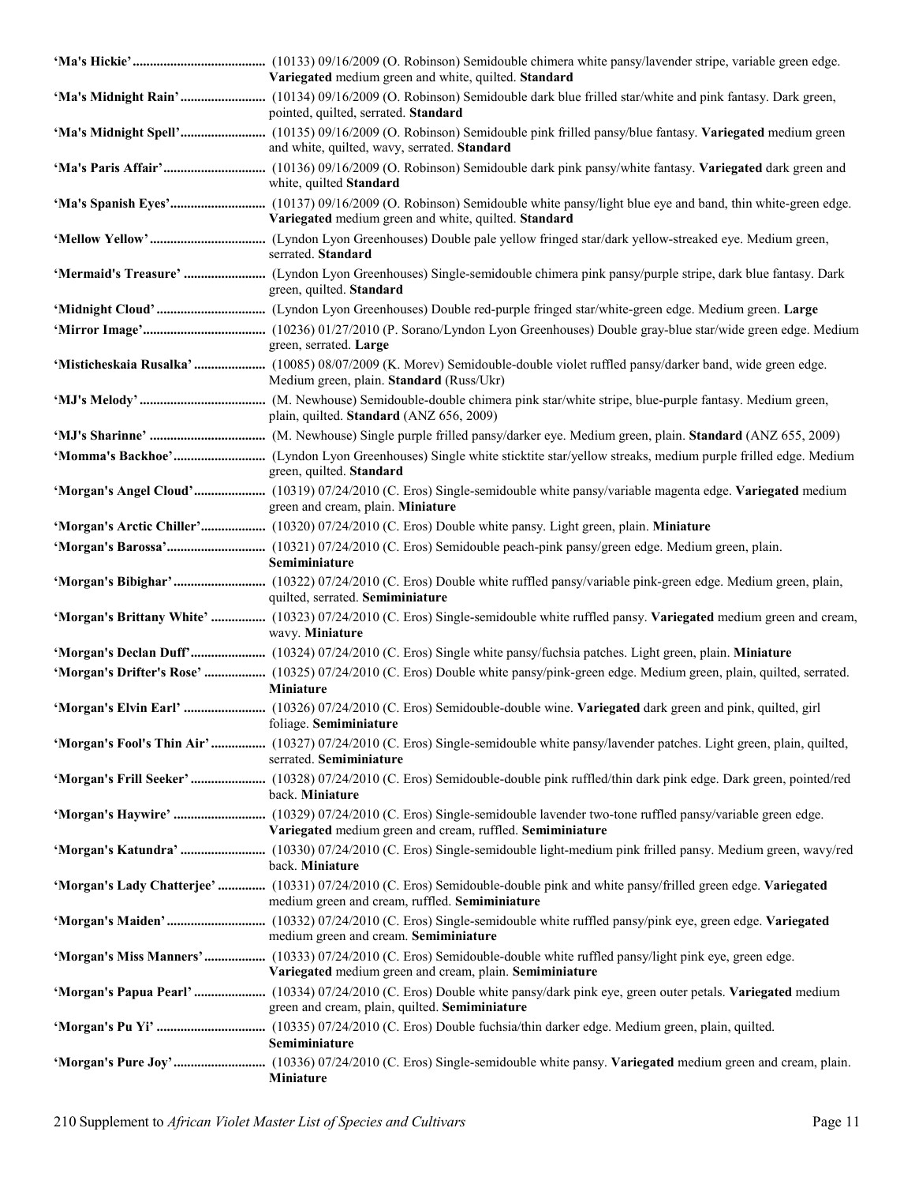**'Ma's Hickie'** ...................................... (10133) 09/16/2009 (O. Robinson) Semidouble chimera white pansy/lavender stripe, variable green edge. **Variegated** medium green and white, quilted. **Standard**

**'Ma's Midnight Rain'** ........................ (10134) 09/16/2009 (O. Robinson) Semidouble dark blue frilled star/white and pink fantasy. Dark green, pointed, quilted, serrated. **Standard**

**'Ma's Midnight Spell'** ........................ (10135) 09/16/2009 (O. Robinson) Semidouble pink frilled pansy/blue fantasy. **Variegated** medium green and white, quilted, wavy, serrated. **Standard**

**'Ma's Paris Affair'** ............................. (10136) 09/16/2009 (O. Robinson) Semidouble dark pink pansy/white fantasy. **Variegated** dark green and white, quilted **Standard**

**'Ma's Spanish Eyes'** ........................... (10137) 09/16/2009 (O. Robinson) Semidouble white pansy/light blue eye and band, thin white-green edge. **Variegated** medium green and white, quilted. **Standard**

**'Mellow Yellow'** ................................. (Lyndon Lyon Greenhouses) Double pale yellow fringed star/dark yellow-streaked eye. Medium green, serrated. **Standard**

**'Mermaid's Treasure'** ....................... (Lyndon Lyon Greenhouses) Single-semidouble chimera pink pansy/purple stripe, dark blue fantasy. Dark green, quilted. **Standard**

**'Midnight Cloud'** ............................... (Lyndon Lyon Greenhouses) Double red-purple fringed star/white-green edge. Medium green. **Large**

**'Mirror Image'** ................................... (10236) 01/27/2010 (P. Sorano/Lyndon Lyon Greenhouses) Double gray-blue star/wide green edge. Medium green, serrated. **Large**

**'Misticheskaia Rusalka'** .................... (10085) 08/07/2009 (K. Morev) Semidouble-double violet ruffled pansy/darker band, wide green edge. Medium green, plain. **Standard** (Russ/Ukr)

**'MJ's Melody'** .................................... (M. Newhouse) Semidouble-double chimera pink star/white stripe, blue-purple fantasy. Medium green, plain, quilted. **Standard** (ANZ 656, 2009)

**'MJ's Sharinne'** ................................. (M. Newhouse) Single purple frilled pansy/darker eye. Medium green, plain. **Standard** (ANZ 655, 2009)

**'Momma's Backhoe'** .......................... (Lyndon Lyon Greenhouses) Single white sticktite star/yellow streaks, medium purple frilled edge. Medium green, quilted. **Standard**

**'Morgan's Angel Cloud'** .................... (10319) 07/24/2010 (C. Eros) Single-semidouble white pansy/variable magenta edge. **Variegated** medium green and cream, plain. **Miniature**

**'Morgan's Arctic Chiller'** .................. (10320) 07/24/2010 (C. Eros) Double white pansy. Light green, plain. **Miniature**

**'Morgan's Barossa'** ............................ (10321) 07/24/2010 (C. Eros) Semidouble peach-pink pansy/green edge. Medium green, plain. **Semiminiature**

**'Morgan's Bibighar'** .......................... (10322) 07/24/2010 (C. Eros) Double white ruffled pansy/variable pink-green edge. Medium green, plain, quilted, serrated. **Semiminiature**

**'Morgan's Brittany White'** ................ (10323) 07/24/2010 (C. Eros) Single-semidouble white ruffled pansy. **Variegated** medium green and cream, wavy. **Miniature**

**'Morgan's Declan Duff'** ...................... (10324) 07/24/2010 (C. Eros) Single white pansy/fuchsia patches. Light green, plain. **Miniature**

**'Morgan's Drifter's Rose'** .................. (10325) 07/24/2010 (C. Eros) Double white pansy/pink-green edge. Medium green, plain, quilted, serrated. **Miniature**

**'Morgan's Elvin Earl'** ........................ (10326) 07/24/2010 (C. Eros) Semidouble-double wine. **Variegated** dark green and pink, quilted, girl foliage. **Semiminiature**

**'Morgan's Fool's Thin Air'** ................ (10327) 07/24/2010 (C. Eros) Single-semidouble white pansy/lavender patches. Light green, plain, quilted, serrated. **Semiminiature**

**'Morgan's Frill Seeker'** ...................... (10328) 07/24/2010 (C. Eros) Semidouble-double pink ruffled/thin dark pink edge. Dark green, pointed/red back. **Miniature**

**'Morgan's Haywire'** ........................... (10329) 07/24/2010 (C. Eros) Single-semidouble lavender two-tone ruffled pansy/variable green edge. **Variegated** medium green and cream, ruffled. **Semiminiature**

**'Morgan's Katundra'** ......................... (10330) 07/24/2010 (C. Eros) Single-semidouble light-medium pink frilled pansy. Medium green, wavy/red back. **Miniature**

**'Morgan's Lady Chatterjee'** ............. (10331) 07/24/2010 (C. Eros) Semidouble-double pink and white pansy/frilled green edge. **Variegated** medium green and cream, ruffled. **Semiminiature**

**'Morgan's Maiden'** ............................. (10332) 07/24/2010 (C. Eros) Single-semidouble white ruffled pansy/pink eye, green edge. **Variegated** medium green and cream. **Semiminiature**

**'Morgan's Miss Manners'** .................. (10333) 07/24/2010 (C. Eros) Semidouble-double white ruffled pansy/light pink eye, green edge. **Variegated** medium green and cream, plain. **Semiminiature**

**'Morgan's Papua Pearl'** ..................... (10334) 07/24/2010 (C. Eros) Double white pansy/dark pink eye, green outer petals. **Variegated** medium green and cream, plain, quilted. **Semiminiature**

**'Morgan's Pu Yi'** ................................ (10335) 07/24/2010 (C. Eros) Double fuchsia/thin darker edge. Medium green, plain, quilted. **Semiminiature**

**'Morgan's Pure Joy'** ........................... (10336) 07/24/2010 (C. Eros) Single-semidouble white pansy. **Variegated** medium green and cream, plain. **Miniature**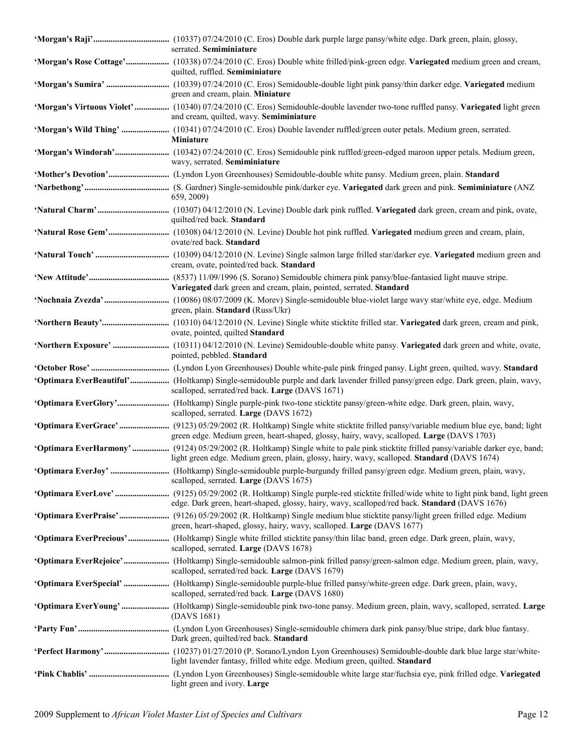**'Morgan's Raji'**.................................. (10337) 07/24/2010 (C. Eros) Double dark purple large pansy/white edge. Dark green, plain, glossy, serrated. **Semiminiature**

**'Morgan's Rose Cottage'**.................... (10338) 07/24/2010 (C. Eros) Double white frilled/pink-green edge. **Variegated** medium green and cream, quilted, ruffled. **Semiminiature**

**'Morgan's Sumira'** ............................ (10339) 07/24/2010 (C. Eros) Semidouble-double light pink pansy/thin darker edge. **Variegated** medium green and cream, plain. **Miniature**

**'Morgan's Virtuous Violet'**................ (10340) 07/24/2010 (C. Eros) Semidouble-double lavender two-tone ruffled pansy. **Variegated** light green and cream, quilted, wavy. **Semiminiature**

**'Morgan's Wild Thing'** ...................... (10341) 07/24/2010 (C. Eros) Double lavender ruffled/green outer petals. Medium green, serrated. **Miniature**

**'Morgan's Windorah'**......................... (10342) 07/24/2010 (C. Eros) Semidouble pink ruffled/green-edged maroon upper petals. Medium green, wavy, serrated. **Semiminiature**

**'Mother's Devotion'**............................ (Lyndon Lyon Greenhouses) Semidouble-double white pansy. Medium green, plain. **Standard**

**'Narbethong'**....................................... (S. Gardner) Single-semidouble pink/darker eye. **Variegated** dark green and pink. **Semiminiature** (ANZ 659, 2009)

**'Natural Charm'**................................. (10307) 04/12/2010 (N. Levine) Double dark pink ruffled. **Variegated** dark green, cream and pink, ovate, quilted/red back. **Standard**

**'Natural Rose Gem'**............................ (10308) 04/12/2010 (N. Levine) Double hot pink ruffled. **Variegated** medium green and cream, plain, ovate/red back. **Standard**

**'Natural Touch'** .................................. (10309) 04/12/2010 (N. Levine) Single salmon large frilled star/darker eye. **Variegated** medium green and cream, ovate, pointed/red back. **Standard**

**'New Attitude'**.................................... (8537) 11/09/1996 (S. Sorano) Semidouble chimera pink pansy/blue-fantasied light mauve stripe. **Variegated** dark green and cream, plain, pointed, serrated. **Standard**

**'Nochnaia Zvezda'**.............................. (10086) 08/07/2009 (K. Morev) Single-semidouble blue-violet large wavy star/white eye, edge. Medium green, plain. **Standard** (Russ/Ukr)

**'Northern Beauty'**............................... (10310) 04/12/2010 (N. Levine) Single white sticktite frilled star. **Variegated** dark green, cream and pink, ovate, pointed, quilted **Standard**

**'Northern Exposure'** .......................... (10311) 04/12/2010 (N. Levine) Semidouble-double white pansy. **Variegated** dark green and white, ovate, pointed, pebbled. **Standard**

**'October Rose'** .................................... (Lyndon Lyon Greenhouses) Double white-pale pink fringed pansy. Light green, quilted, wavy. **Standard**

**'Optimara EverBeautiful'**.................. (Holtkamp) Single-semidouble purple and dark lavender frilled pansy/green edge. Dark green, plain, wavy, scalloped, serrated/red back. **Large** (DAVS 1671)

**'Optimara EverGlory'**........................ (Holtkamp) Single purple-pink two-tone sticktite pansy/green-white edge. Dark green, plain, wavy, scalloped, serrated. **Large** (DAVS 1672)

**'Optimara EverGrace'** ....................... (9123) 05/29/2002 (R. Holtkamp) Single white sticktite frilled pansy/variable medium blue eye, band; light green edge. Medium green, heart-shaped, glossy, hairy, wavy, scalloped. **Large** (DAVS 1703)

**'Optimara EverHarmony'** ................. (9124) 05/29/2002 (R. Holtkamp) Single white to pale pink sticktite frilled pansy/variable darker eye, band; light green edge. Medium green, plain, glossy, hairy, wavy, scalloped. **Standard** (DAVS 1674)

**'Optimara EverJoy'** ........................... (Holtkamp) Single-semidouble purple-burgundy frilled pansy/green edge. Medium green, plain, wavy, scalloped, serrated. **Large** (DAVS 1675)

**'Optimara EverLove'**......................... (9125) 05/29/2002 (R. Holtkamp) Single purple-red sticktite frilled/wide white to light pink band, light green edge. Dark green, heart-shaped, glossy, hairy, wavy, scalloped/red back. **Standard** (DAVS 1676)

**'Optimara EverPraise'**....................... (9126) 05/29/2002 (R. Holtkamp) Single medium blue sticktite pansy/light green frilled edge. Medium green, heart-shaped, glossy, hairy, wavy, scalloped. **Large** (DAVS 1677)

**'Optimara EverPrecious'**................... (Holtkamp) Single white frilled sticktite pansy/thin lilac band, green edge. Dark green, plain, wavy, scalloped, serrated. **Large** (DAVS 1678)

**'Optimara EverRejoice'**..................... (Holtkamp) Single-semidouble salmon-pink frilled pansy/green-salmon edge. Medium green, plain, wavy, scalloped, serrated/red back. **Large** (DAVS 1679)

**'Optimara EverSpecial'** ..................... (Holtkamp) Single-semidouble purple-blue frilled pansy/white-green edge. Dark green, plain, wavy, scalloped, serrated/red back. **Large** (DAVS 1680)

**'Optimara EverYoung'** ...................... (Holtkamp) Single-semidouble pink two-tone pansy. Medium green, plain, wavy, scalloped, serrated. **Large** (DAVS 1681)

**'Party Fun'**......................................... (Lyndon Lyon Greenhouses) Single-semidouble chimera dark pink pansy/blue stripe, dark blue fantasy. Dark green, quilted/red back. **Standard**

**'Perfect Harmony'**............................. (10237) 01/27/2010 (P. Sorano/Lyndon Lyon Greenhouses) Semidouble-double dark blue large star/white-light lavender fantasy, frilled white edge. Medium green, quilted. **Standard**

**'Pink Chablis'** .................................... (Lyndon Lyon Greenhouses) Single-semidouble white large star/fuchsia eye, pink frilled edge. **Variegated** light green and ivory. **Large**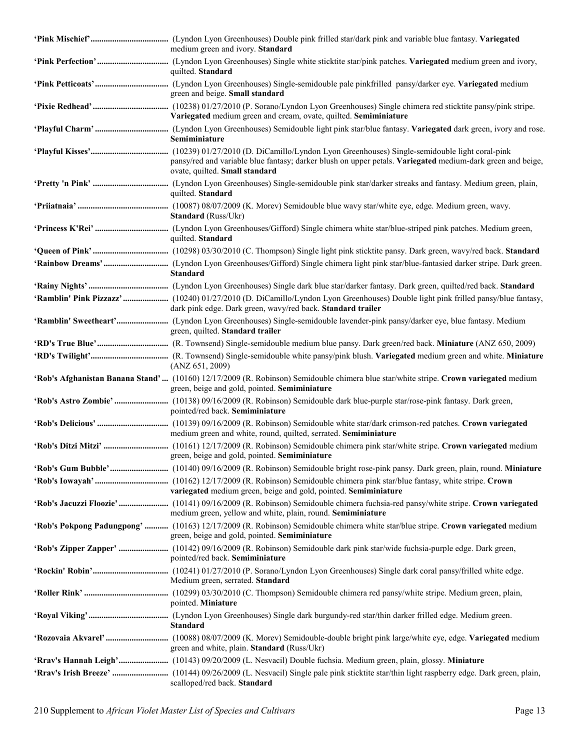**'Pink Mischief'**................................... (Lyndon Lyon Greenhouses) Double pink frilled star/dark pink and variable blue fantasy. **Variegated** medium green and ivory. **Standard**

**'Pink Perfection'**................................ (Lyndon Lyon Greenhouses) Single white sticktite star/pink patches. **Variegated** medium green and ivory, quilted. **Standard**

**'Pink Petticoats'**................................. (Lyndon Lyon Greenhouses) Single-semidouble pale pinkfrilled pansy/darker eye. **Variegated** medium green and beige. **Small standard**

**'Pixie Redhead'**.................................. (10238) 01/27/2010 (P. Sorano/Lyndon Lyon Greenhouses) Single chimera red sticktite pansy/pink stripe. **Variegated** medium green and cream, ovate, quilted. **Semiminiature**

**'Playful Charm'**................................. (Lyndon Lyon Greenhouses) Semidouble light pink star/blue fantasy. **Variegated** dark green, ivory and rose. **Semiminiature**

**'Playful Kisses'**................................... (10239) 01/27/2010 (D. DiCamillo/Lyndon Lyon Greenhouses) Single-semidouble light coral-pink pansy/red and variable blue fantasy; darker blush on upper petals. **Variegated** medium-dark green and beige, ovate, quilted. **Small standard**

**'Pretty 'n Pink'**.................................. (Lyndon Lyon Greenhouses) Single-semidouble pink star/darker streaks and fantasy. Medium green, plain, quilted. **Standard**

**'Priiatnaia'**......................................... (10087) 08/07/2009 (K. Morev) Semidouble blue wavy star/white eye, edge. Medium green, wavy. **Standard** (Russ/Ukr)

**'Princess K'Rei'**................................. (Lyndon Lyon Greenhouses/Gifford) Single chimera white star/blue-striped pink patches. Medium green, quilted. **Standard**

**'Queen of Pink'**.................................. (10298) 03/30/2010 (C. Thompson) Single light pink sticktite pansy. Dark green, wavy/red back. **Standard**

**'Rainbow Dreams'**.............................. (Lyndon Lyon Greenhouses/Gifford) Single chimera light pink star/blue-fantasied darker stripe. Dark green. **Standard**

**'Rainy Nights'**.................................... (Lyndon Lyon Greenhouses) Single dark blue star/darker fantasy. Dark green, quilted/red back. **Standard**

**'Ramblin' Pink Pizzazz'**..................... (10240) 01/27/2010 (D. DiCamillo/Lyndon Lyon Greenhouses) Double light pink frilled pansy/blue fantasy, dark pink edge. Dark green, wavy/red back. **Standard trailer**

**'Ramblin' Sweetheart'**....................... (Lyndon Lyon Greenhouses) Single-semidouble lavender-pink pansy/darker eye, blue fantasy. Medium green, quilted. **Standard trailer**

**'RD's True Blue'**................................ (R. Townsend) Single-semidouble medium blue pansy. Dark green/red back. **Miniature** (ANZ 650, 2009)

**'RD's Twilight'**................................... (R. Townsend) Single-semidouble white pansy/pink blush. **Variegated** medium green and white. **Miniature** (ANZ 651, 2009)

**'Rob's Afghanistan Banana Stand'**... (10160) 12/17/2009 (R. Robinson) Semidouble chimera blue star/white stripe. **Crown variegated** medium green, beige and gold, pointed. **Semiminiature**

**'Rob's Astro Zombie'**........................ (10138) 09/16/2009 (R. Robinson) Semidouble dark blue-purple star/rose-pink fantasy. Dark green, pointed/red back. **Semiminiature**

**'Rob's Delicious'**................................ (10139) 09/16/2009 (R. Robinson) Semidouble white star/dark crimson-red patches. **Crown variegated** medium green and white, round, quilted, serrated. **Semiminiature**

**'Rob's Ditzi Mitzi'**............................. (10161) 12/17/2009 (R. Robinson) Semidouble chimera pink star/white stripe. **Crown variegated** medium green, beige and gold, pointed. **Semiminiature**

**'Rob's Gum Bubble'**.......................... (10140) 09/16/2009 (R. Robinson) Semidouble bright rose-pink pansy. Dark green, plain, round. **Miniature**

**'Rob's Iowayah'**................................. (10162) 12/17/2009 (R. Robinson) Semidouble chimera pink star/blue fantasy, white stripe. **Crown variegated** medium green, beige and gold, pointed. **Semiminiature**

**'Rob's Jacuzzi Floozie'**...................... (10141) 09/16/2009 (R. Robinson) Semidouble chimera fuchsia-red pansy/white stripe. **Crown variegated** medium green, yellow and white, plain, round. **Semiminiature**

**'Rob's Pokpong Padungpong'**........... (10163) 12/17/2009 (R. Robinson) Semidouble chimera white star/blue stripe. **Crown variegated** medium green, beige and gold, pointed. **Semiminiature**

**'Rob's Zipper Zapper'**...................... (10142) 09/16/2009 (R. Robinson) Semidouble dark pink star/wide fuchsia-purple edge. Dark green, pointed/red back. **Semiminiature**

**'Rockin' Robin'**.................................. (10241) 01/27/2010 (P. Sorano/Lyndon Lyon Greenhouses) Single dark coral pansy/frilled white edge. Medium green, serrated. **Standard**

**'Roller Rink'**...................................... (10299) 03/30/2010 (C. Thompson) Semidouble chimera red pansy/white stripe. Medium green, plain, pointed. **Miniature**

**'Royal Viking'**.................................... (Lyndon Lyon Greenhouses) Single dark burgundy-red star/thin darker frilled edge. Medium green. **Standard**

**'Rozovaia Akvarel'**............................ (10088) 08/07/2009 (K. Morev) Semidouble-double bright pink large/white eye, edge. **Variegated** medium green and white, plain. **Standard** (Russ/Ukr)

**'Rrav's Hannah Leigh'**...................... (10143) 09/20/2009 (L. Nesvacil) Double fuchsia. Medium green, plain, glossy. **Miniature**

**'Rrav's Irish Breeze'**.......................... (10144) 09/26/2009 (L. Nesvacil) Single pale pink sticktite star/thin light raspberry edge. Dark green, plain, scalloped/red back. **Standard**

210 Supplement to *African Violet Master List of Species and Cultivars*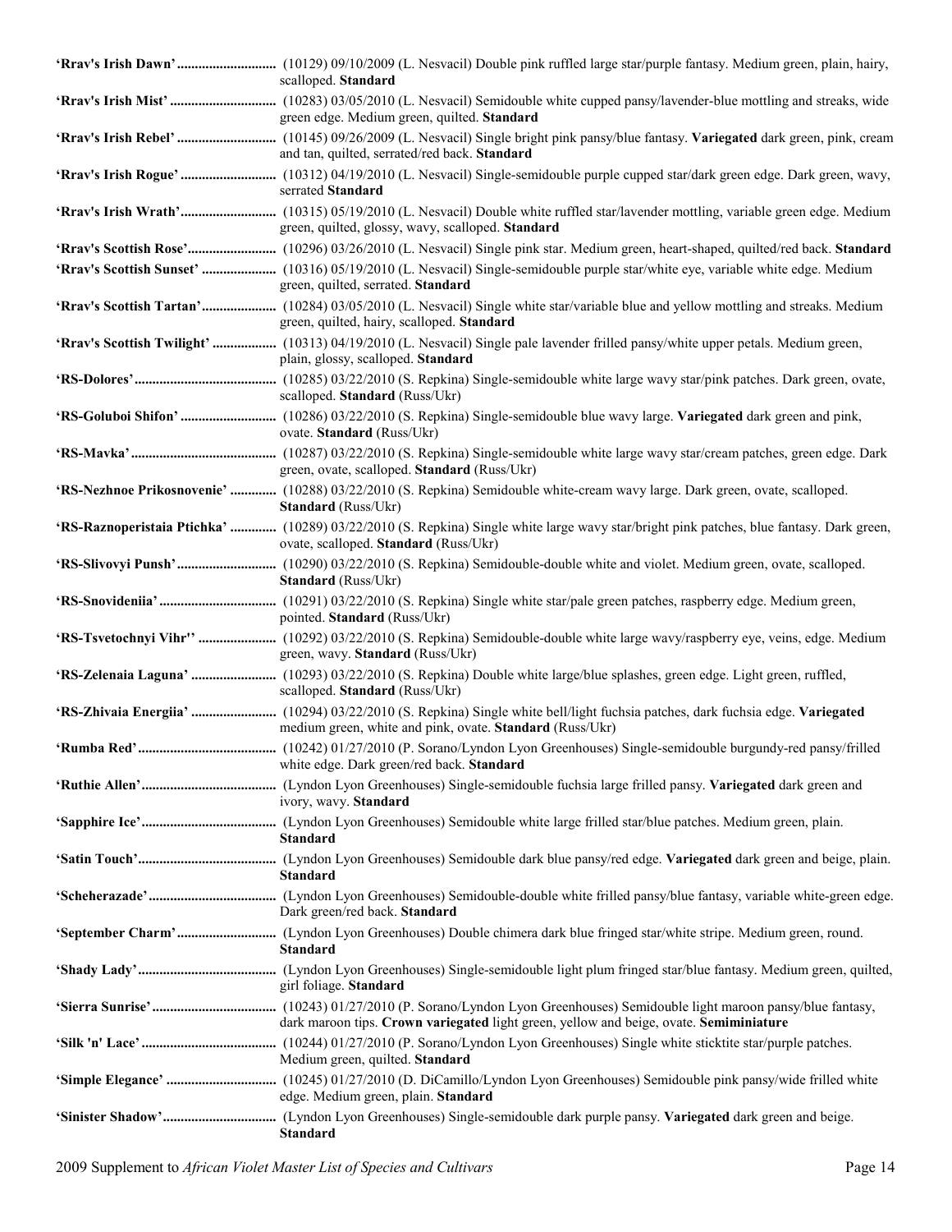**'Rrav's Irish Dawn'** ............................ (10129) 09/10/2009 (L. Nesvacil) Double pink ruffled large star/purple fantasy. Medium green, plain, hairy, scalloped. **Standard**

**'Rrav's Irish Mist'** .............................. (10283) 03/05/2010 (L. Nesvacil) Semidouble white cupped pansy/lavender-blue mottling and streaks, wide green edge. Medium green, quilted. **Standard**

**'Rrav's Irish Rebel'** ............................ (10145) 09/26/2009 (L. Nesvacil) Single bright pink pansy/blue fantasy. **Variegated** dark green, pink, cream and tan, quilted, serrated/red back. **Standard**

**'Rrav's Irish Rogue'** ........................... (10312) 04/19/2010 (L. Nesvacil) Single-semidouble purple cupped star/dark green edge. Dark green, wavy, serrated **Standard**

**'Rrav's Irish Wrath'**........................... (10315) 05/19/2010 (L. Nesvacil) Double white ruffled star/lavender mottling, variable green edge. Medium green, quilted, glossy, wavy, scalloped. **Standard**

**'Rrav's Scottish Rose'**......................... (10296) 03/26/2010 (L. Nesvacil) Single pink star. Medium green, heart-shaped, quilted/red back. **Standard**

**'Rrav's Scottish Sunset'** ..................... (10316) 05/19/2010 (L. Nesvacil) Single-semidouble purple star/white eye, variable white edge. Medium green, quilted, serrated. **Standard**

**'Rrav's Scottish Tartan'**..................... (10284) 03/05/2010 (L. Nesvacil) Single white star/variable blue and yellow mottling and streaks. Medium green, quilted, hairy, scalloped. **Standard**

**'Rrav's Scottish Twilight'** .................. (10313) 04/19/2010 (L. Nesvacil) Single pale lavender frilled pansy/white upper petals. Medium green, plain, glossy, scalloped. **Standard**

**'RS-Dolores'**........................................ (10285) 03/22/2010 (S. Repkina) Single-semidouble white large wavy star/pink patches. Dark green, ovate, scalloped. **Standard** (Russ/Ukr)

**'RS-Goluboi Shifon'** ........................... (10286) 03/22/2010 (S. Repkina) Single-semidouble blue wavy large. **Variegated** dark green and pink, ovate. **Standard** (Russ/Ukr)

**'RS-Mavka'**......................................... (10287) 03/22/2010 (S. Repkina) Single-semidouble white large wavy star/cream patches, green edge. Dark green, ovate, scalloped. **Standard** (Russ/Ukr)

**'RS-Nezhnoe Prikosnovenie'** ............. (10288) 03/22/2010 (S. Repkina) Semidouble white-cream wavy large. Dark green, ovate, scalloped. **Standard** (Russ/Ukr)

**'RS-Raznoperistaia Ptichka'** ............. (10289) 03/22/2010 (S. Repkina) Single white large wavy star/bright pink patches, blue fantasy. Dark green, ovate, scalloped. **Standard** (Russ/Ukr)

**'RS-Slivovyi Punsh'**............................ (10290) 03/22/2010 (S. Repkina) Semidouble-double white and violet. Medium green, ovate, scalloped. **Standard** (Russ/Ukr)

**'RS-Snovideniia'**................................. (10291) 03/22/2010 (S. Repkina) Single white star/pale green patches, raspberry edge. Medium green, pointed. **Standard** (Russ/Ukr)

**'RS-Tsvetochnyi Vihr''** ...................... (10292) 03/22/2010 (S. Repkina) Semidouble-double white large wavy/raspberry eye, veins, edge. Medium green, wavy. **Standard** (Russ/Ukr)

**'RS-Zelenaia Laguna'** ........................ (10293) 03/22/2010 (S. Repkina) Double white large/blue splashes, green edge. Light green, ruffled, scalloped. **Standard** (Russ/Ukr)

**'RS-Zhivaia Energiia'** ........................ (10294) 03/22/2010 (S. Repkina) Single white bell/light fuchsia patches, dark fuchsia edge. **Variegated** medium green, white and pink, ovate. **Standard** (Russ/Ukr)

**'Rumba Red'**....................................... (10242) 01/27/2010 (P. Sorano/Lyndon Lyon Greenhouses) Single-semidouble burgundy-red pansy/frilled white edge. Dark green/red back. **Standard**

**'Ruthie Allen'**...................................... (Lyndon Lyon Greenhouses) Single-semidouble fuchsia large frilled pansy. **Variegated** dark green and ivory, wavy. **Standard**

**'Sapphire Ice'**...................................... (Lyndon Lyon Greenhouses) Semidouble white large frilled star/blue patches. Medium green, plain. **Standard**

**'Satin Touch'**....................................... (Lyndon Lyon Greenhouses) Semidouble dark blue pansy/red edge. **Variegated** dark green and beige, plain. **Standard**

**'Scheherazade'**.................................... (Lyndon Lyon Greenhouses) Semidouble-double white frilled pansy/blue fantasy, variable white-green edge. Dark green/red back. **Standard**

**'September Charm'**............................ (Lyndon Lyon Greenhouses) Double chimera dark blue fringed star/white stripe. Medium green, round. **Standard**

**'Shady Lady'**....................................... (Lyndon Lyon Greenhouses) Single-semidouble light plum fringed star/blue fantasy. Medium green, quilted, girl foliage. **Standard**

**'Sierra Sunrise'**................................... (10243) 01/27/2010 (P. Sorano/Lyndon Lyon Greenhouses) Semidouble light maroon pansy/blue fantasy, dark maroon tips. **Crown variegated** light green, yellow and beige, ovate. **Semiminiature**

**'Silk 'n' Lace'**...................................... (10244) 01/27/2010 (P. Sorano/Lyndon Lyon Greenhouses) Single white sticktite star/purple patches. Medium green, quilted. **Standard**

**'Simple Elegance'** ............................... (10245) 01/27/2010 (D. DiCamillo/Lyndon Lyon Greenhouses) Semidouble pink pansy/wide frilled white edge. Medium green, plain. **Standard**

**'Sinister Shadow'**................................ (Lyndon Lyon Greenhouses) Single-semidouble dark purple pansy. **Variegated** dark green and beige. **Standard**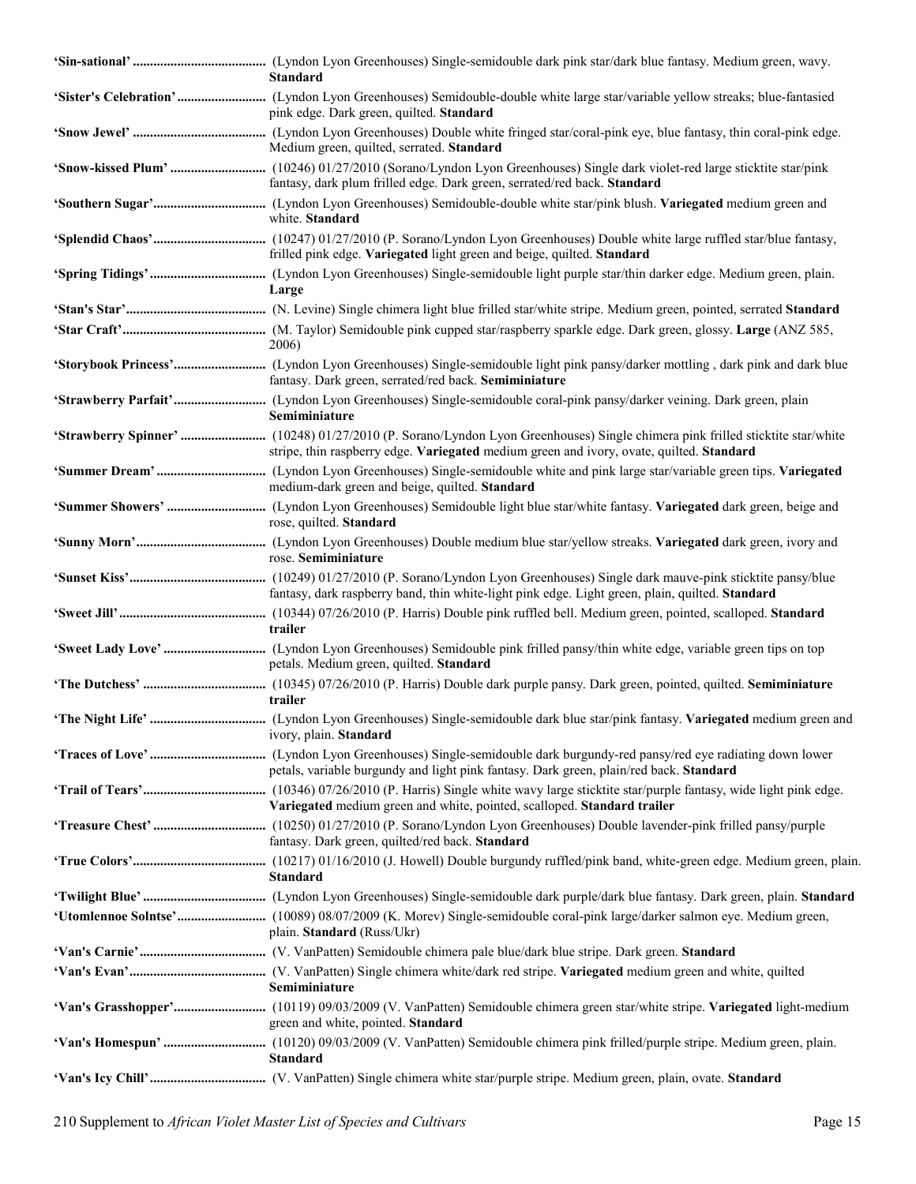**'Sin-sational'** ....................................... (Lyndon Lyon Greenhouses) Single-semidouble dark pink star/dark blue fantasy. Medium green, wavy. **Standard**

**'Sister's Celebration'** ........................ (Lyndon Lyon Greenhouses) Semidouble-double white large star/variable yellow streaks; blue-fantasied pink edge. Dark green, quilted. **Standard**

**'Snow Jewel'** ....................................... (Lyndon Lyon Greenhouses) Double white fringed star/coral-pink eye, blue fantasy, thin coral-pink edge. Medium green, quilted, serrated. **Standard**

**'Snow-kissed Plum'** ........................... (10246) 01/27/2010 (Sorano/Lyndon Lyon Greenhouses) Single dark violet-red large sticktite star/pink fantasy, dark plum frilled edge. Dark green, serrated/red back. **Standard**

**'Southern Sugar'**................................ (Lyndon Lyon Greenhouses) Semidouble-double white star/pink blush. **Variegated** medium green and white. **Standard**

**'Splendid Chaos'**................................ (10247) 01/27/2010 (P. Sorano/Lyndon Lyon Greenhouses) Double white large ruffled star/blue fantasy, frilled pink edge. **Variegated** light green and beige, quilted. **Standard**

**'Spring Tidings'** ................................. (Lyndon Lyon Greenhouses) Single-semidouble light purple star/thin darker edge. Medium green, plain. **Large**

**'Stan's Star'**........................................ (N. Levine) Single chimera light blue frilled star/white stripe. Medium green, pointed, serrated **Standard**

**'Star Craft'**.......................................... (M. Taylor) Semidouble pink cupped star/raspberry sparkle edge. Dark green, glossy. **Large** (ANZ 585, 2006)

**'Storybook Princess'**.......................... (Lyndon Lyon Greenhouses) Single-semidouble light pink pansy/darker mottling , dark pink and dark blue fantasy. Dark green, serrated/red back. **Semiminiature**

**'Strawberry Parfait'**........................... (Lyndon Lyon Greenhouses) Single-semidouble coral-pink pansy/darker veining. Dark green, plain **Semiminiature**

**'Strawberry Spinner'** ........................ (10248) 01/27/2010 (P. Sorano/Lyndon Lyon Greenhouses) Single chimera pink frilled sticktite star/white stripe, thin raspberry edge. **Variegated** medium green and ivory, ovate, quilted. **Standard**

**'Summer Dream'** ................................ (Lyndon Lyon Greenhouses) Single-semidouble white and pink large star/variable green tips. **Variegated** medium-dark green and beige, quilted. **Standard**

**'Summer Showers'** ............................. (Lyndon Lyon Greenhouses) Semidouble light blue star/white fantasy. **Variegated** dark green, beige and rose, quilted. **Standard**

**'Sunny Morn'**...................................... (Lyndon Lyon Greenhouses) Double medium blue star/yellow streaks. **Variegated** dark green, ivory and rose. **Semiminiature**

**'Sunset Kiss'**....................................... (10249) 01/27/2010 (P. Sorano/Lyndon Lyon Greenhouses) Single dark mauve-pink sticktite pansy/blue fantasy, dark raspberry band, thin white-light pink edge. Light green, plain, quilted. **Standard**

**'Sweet Jill'**........................................... (10344) 07/26/2010 (P. Harris) Double pink ruffled bell. Medium green, pointed, scalloped. **Standard trailer**

**'Sweet Lady Love'** .............................. (Lyndon Lyon Greenhouses) Semidouble pink frilled pansy/thin white edge, variable green tips on top petals. Medium green, quilted. **Standard**

**'The Dutchess'** .................................... (10345) 07/26/2010 (P. Harris) Double dark purple pansy. Dark green, pointed, quilted. **Semiminiature trailer**

**'The Night Life'** .................................. (Lyndon Lyon Greenhouses) Single-semidouble dark blue star/pink fantasy. **Variegated** medium green and ivory, plain. **Standard**

**'Traces of Love'** .................................. (Lyndon Lyon Greenhouses) Single-semidouble dark burgundy-red pansy/red eye radiating down lower petals, variable burgundy and light pink fantasy. Dark green, plain/red back. **Standard**

**'Trail of Tears'**.................................... (10346) 07/26/2010 (P. Harris) Single white wavy large sticktite star/purple fantasy, wide light pink edge. **Variegated** medium green and white, pointed, scalloped. **Standard trailer**

**'Treasure Chest'** ................................. (10250) 01/27/2010 (P. Sorano/Lyndon Lyon Greenhouses) Double lavender-pink frilled pansy/purple fantasy. Dark green, quilted/red back. **Standard**

**'True Colors'**....................................... (10217) 01/16/2010 (J. Howell) Double burgundy ruffled/pink band, white-green edge. Medium green, plain. **Standard**

**'Twilight Blue'** .................................... (Lyndon Lyon Greenhouses) Single-semidouble dark purple/dark blue fantasy. Dark green, plain. **Standard**

**'Utomlennoe Solntse'**.......................... (10089) 08/07/2009 (K. Morev) Single-semidouble coral-pink large/darker salmon eye. Medium green, plain. **Standard** (Russ/Ukr)

**'Van's Carnie'**..................................... (V. VanPatten) Semidouble chimera pale blue/dark blue stripe. Dark green. **Standard**

**'Van's Evan'**........................................ (V. VanPatten) Single chimera white/dark red stripe. **Variegated** medium green and white, quilted **Semiminiature**

**'Van's Grasshopper'**........................... (10119) 09/03/2009 (V. VanPatten) Semidouble chimera green star/white stripe. **Variegated** light-medium green and white, pointed. **Standard**

**'Van's Homespun'** .............................. (10120) 09/03/2009 (V. VanPatten) Semidouble chimera pink frilled/purple stripe. Medium green, plain. **Standard**

**'Van's Icy Chill'**.................................. (V. VanPatten) Single chimera white star/purple stripe. Medium green, plain, ovate. **Standard**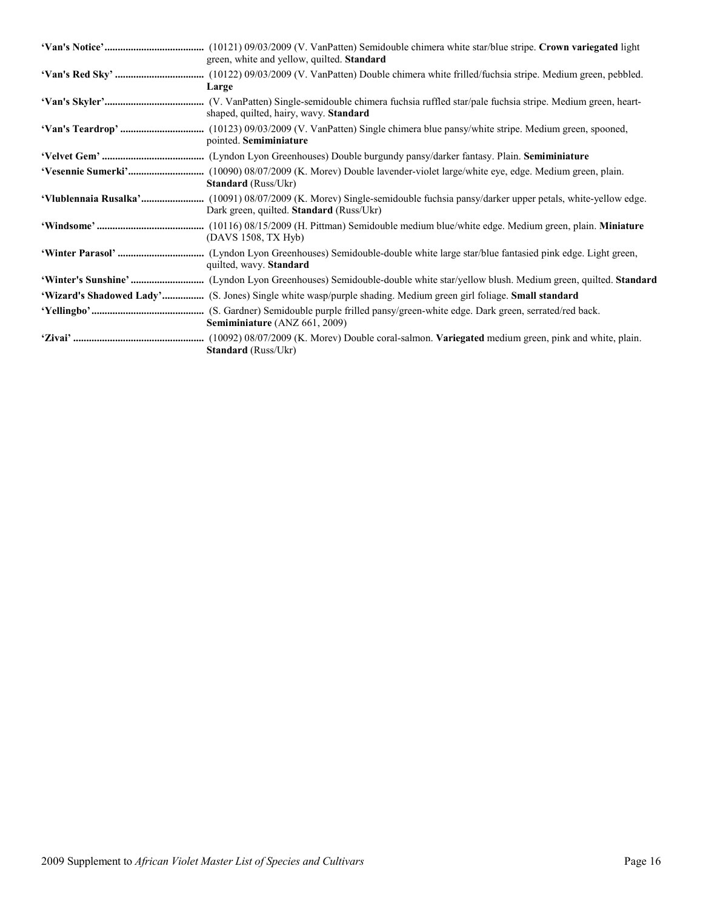**'Van's Notice'**...................................... (10121) 09/03/2009 (V. VanPatten) Semidouble chimera white star/blue stripe. **Crown variegated** light green, white and yellow, quilted. **Standard**

**'Van's Red Sky'** ................................. (10122) 09/03/2009 (V. VanPatten) Double chimera white frilled/fuchsia stripe. Medium green, pebbled. **Large**

**'Van's Skyler'**...................................... (V. VanPatten) Single-semidouble chimera fuchsia ruffled star/pale fuchsia stripe. Medium green, heart-shaped, quilted, hairy, wavy. **Standard**

**'Van's Teardrop'** ................................ (10123) 09/03/2009 (V. VanPatten) Single chimera blue pansy/white stripe. Medium green, spooned, pointed. **Semiminiature**

**'Velvet Gem'** ...................................... (Lyndon Lyon Greenhouses) Double burgundy pansy/darker fantasy. Plain. **Semiminiature**

**'Vesennie Sumerki'**............................ (10090) 08/07/2009 (K. Morev) Double lavender-violet large/white eye, edge. Medium green, plain. **Standard** (Russ/Ukr)

**'Vlublennaia Rusalka'**........................ (10091) 08/07/2009 (K. Morev) Single-semidouble fuchsia pansy/darker upper petals, white-yellow edge. Dark green, quilted. **Standard** (Russ/Ukr)

**'Windsome'** ......................................... (10116) 08/15/2009 (H. Pittman) Semidouble medium blue/white edge. Medium green, plain. **Miniature** (DAVS 1508, TX Hyb)

**'Winter Parasol'** ................................. (Lyndon Lyon Greenhouses) Semidouble-double white large star/blue fantasied pink edge. Light green, quilted, wavy. **Standard**

**'Winter's Sunshine'**............................ (Lyndon Lyon Greenhouses) Semidouble-double white star/yellow blush. Medium green, quilted. **Standard**

**'Wizard's Shadowed Lady'**................ (S. Jones) Single white wasp/purple shading. Medium green girl foliage. **Small standard**

**'Yellingbo'**........................................... (S. Gardner) Semidouble purple frilled pansy/green-white edge. Dark green, serrated/red back. **Semiminiature** (ANZ 661, 2009)

**'Zivai'** ................................................. (10092) 08/07/2009 (K. Morev) Double coral-salmon. **Variegated** medium green, pink and white, plain. **Standard** (Russ/Ukr)